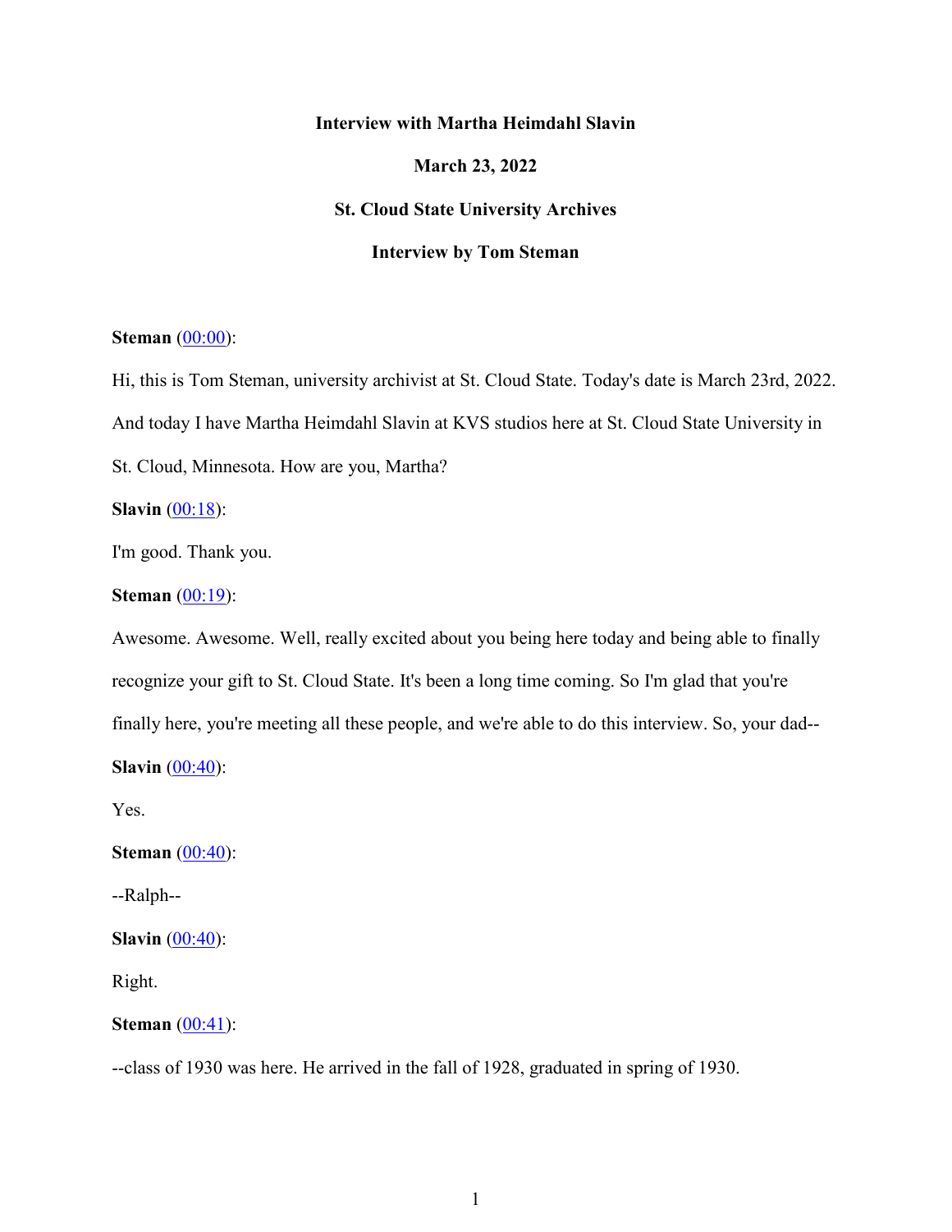**Interview with Martha Heimdahl Slavin**

**March 23, 2022**

**St. Cloud State University Archives**

**Interview by Tom Steman**

**Steman** (00:00):

Hi, this is Tom Steman, university archivist at St. Cloud State. Today's date is March 23rd, 2022. And today I have Martha Heimdahl Slavin at KVS studios here at St. Cloud State University in St. Cloud, Minnesota. How are you, Martha?

**Slavin** (00:18):

I'm good. Thank you.

**Steman** (00:19):

Awesome. Awesome. Well, really excited about you being here today and being able to finally recognize your gift to St. Cloud State. It's been a long time coming. So I'm glad that you're finally here, you're meeting all these people, and we're able to do this interview. So, your dad--

**Slavin** (00:40):

Yes.

**Steman** (00:40):

--Ralph--

**Slavin** (00:40):

Right.

**Steman** (00:41):

--class of 1930 was here. He arrived in the fall of 1928, graduated in spring of 1930.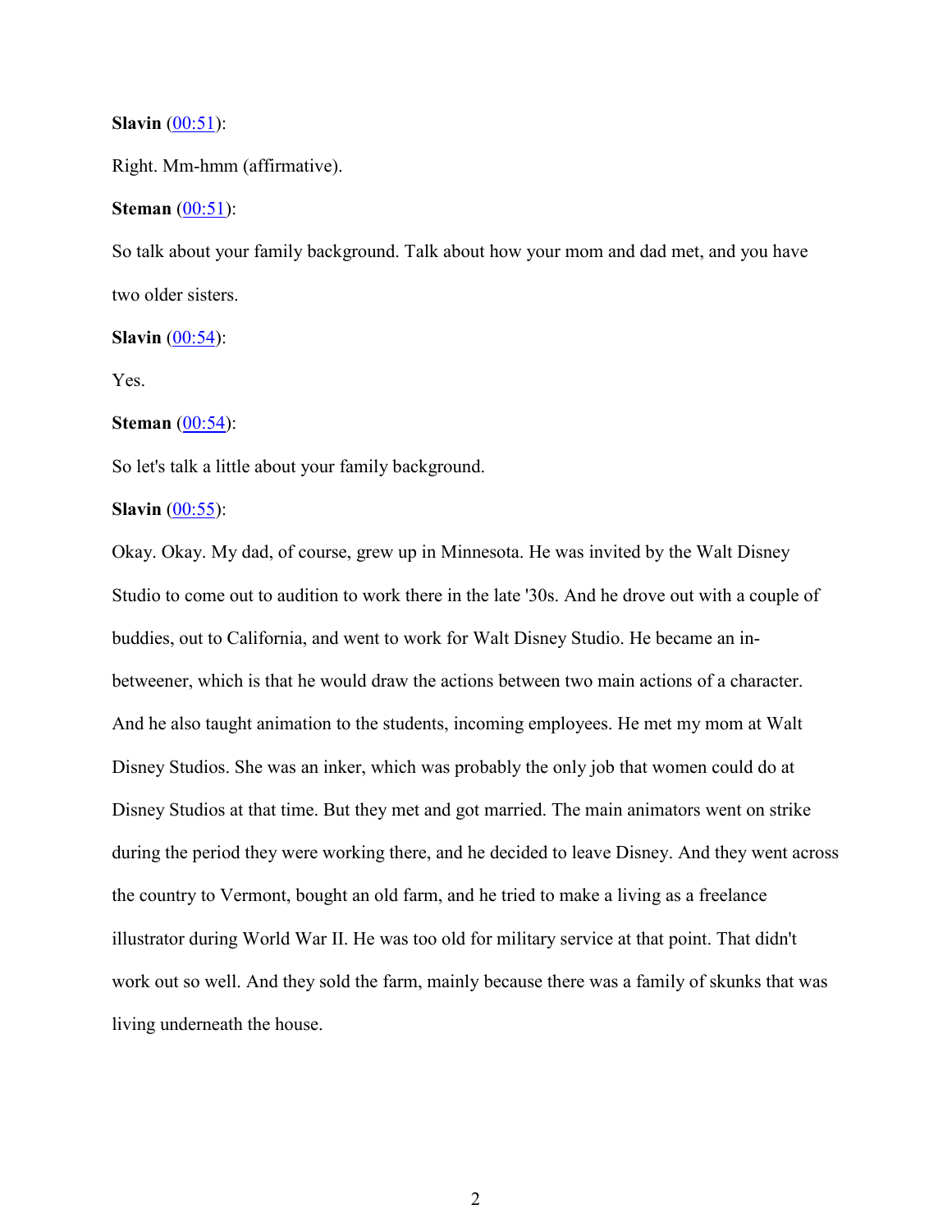**Slavin** (00:51):

Right. Mm-hmm (affirmative).

**Steman** (00:51):

So talk about your family background. Talk about how your mom and dad met, and you have two older sisters.

**Slavin** (00:54):

Yes.

**Steman** (00:54):

So let's talk a little about your family background.

**Slavin** (00:55):

Okay. Okay. My dad, of course, grew up in Minnesota. He was invited by the Walt Disney Studio to come out to audition to work there in the late '30s. And he drove out with a couple of buddies, out to California, and went to work for Walt Disney Studio. He became an in-betweener, which is that he would draw the actions between two main actions of a character. And he also taught animation to the students, incoming employees. He met my mom at Walt Disney Studios. She was an inker, which was probably the only job that women could do at Disney Studios at that time. But they met and got married. The main animators went on strike during the period they were working there, and he decided to leave Disney. And they went across the country to Vermont, bought an old farm, and he tried to make a living as a freelance illustrator during World War II. He was too old for military service at that point. That didn't work out so well. And they sold the farm, mainly because there was a family of skunks that was living underneath the house.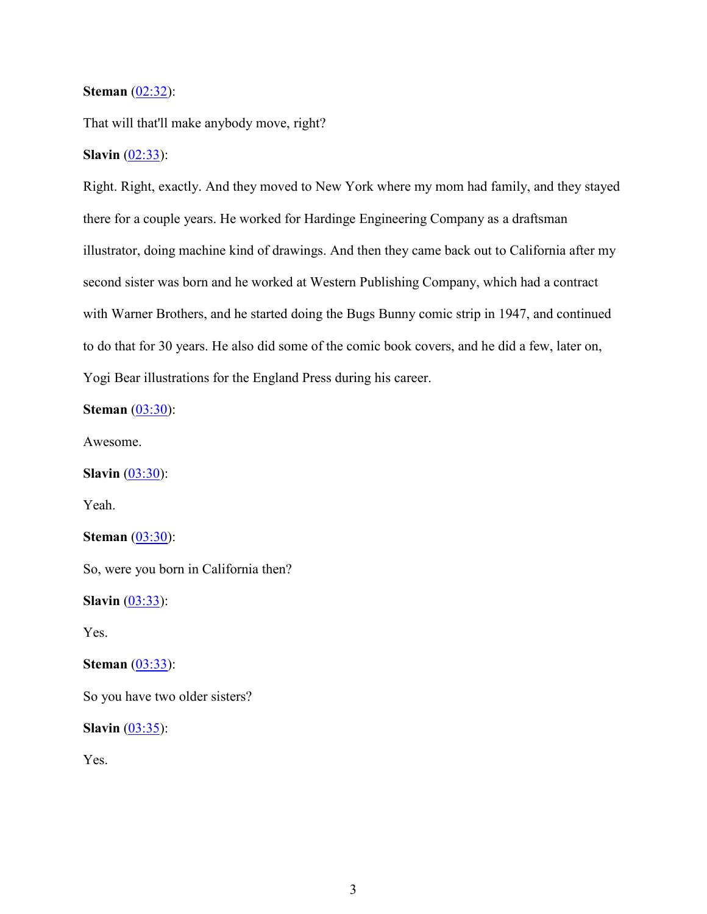**Steman** ([02:32](#)):

That will that'll make anybody move, right?

**Slavin** ([02:33](#)):

Right. Right, exactly. And they moved to New York where my mom had family, and they stayed there for a couple years. He worked for Hardinge Engineering Company as a draftsman illustrator, doing machine kind of drawings. And then they came back out to California after my second sister was born and he worked at Western Publishing Company, which had a contract with Warner Brothers, and he started doing the Bugs Bunny comic strip in 1947, and continued to do that for 30 years. He also did some of the comic book covers, and he did a few, later on, Yogi Bear illustrations for the England Press during his career.

**Steman** ([03:30](#)):

Awesome.

**Slavin** ([03:30](#)):

Yeah.

**Steman** ([03:30](#)):

So, were you born in California then?

**Slavin** ([03:33](#)):

Yes.

**Steman** ([03:33](#)):

So you have two older sisters?

**Slavin** ([03:35](#)):

Yes.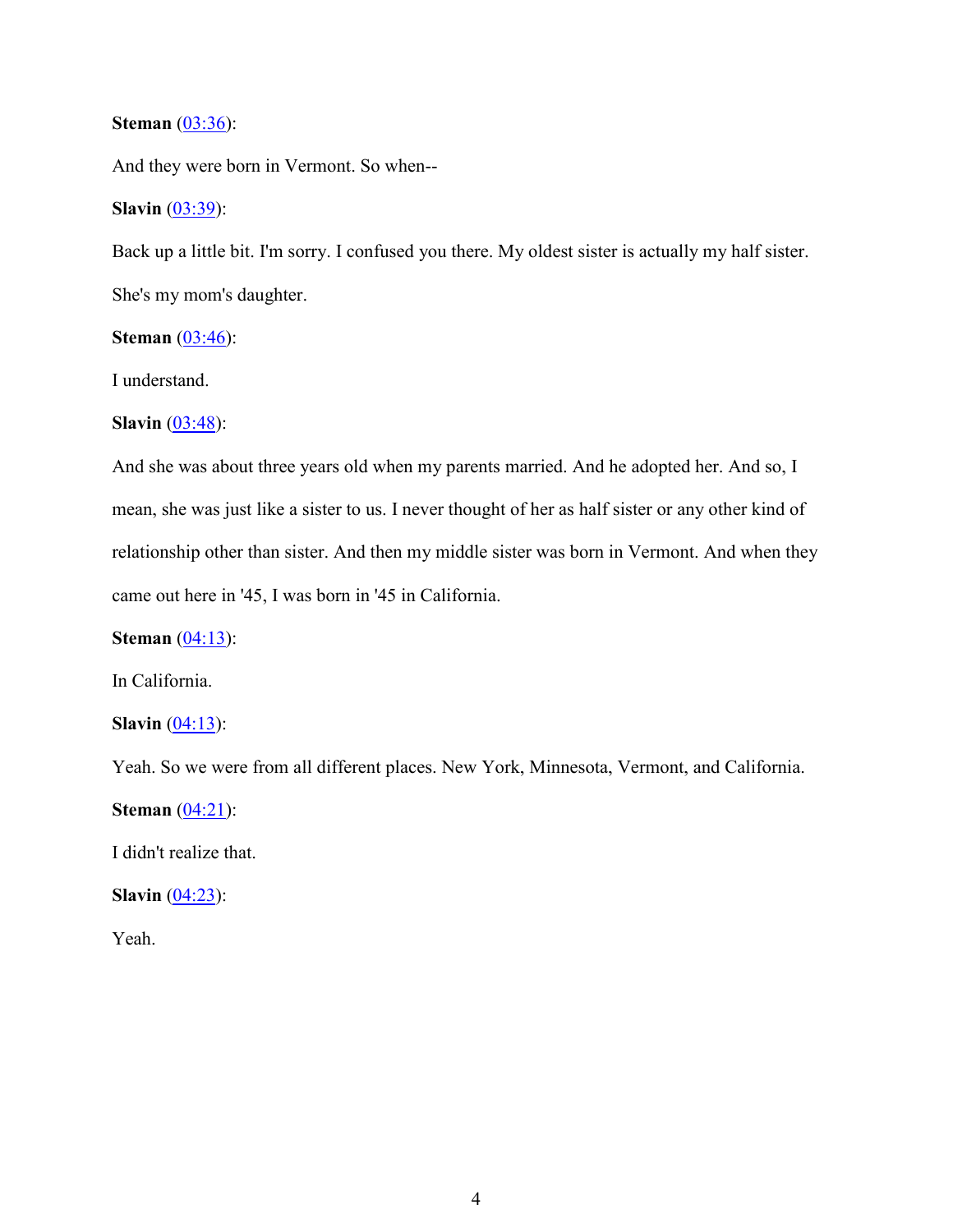**Steman** (03:36):

And they were born in Vermont. So when--

**Slavin** (03:39):

Back up a little bit. I'm sorry. I confused you there. My oldest sister is actually my half sister. She's my mom's daughter.

**Steman** (03:46):

I understand.

**Slavin** (03:48):

And she was about three years old when my parents married. And he adopted her. And so, I mean, she was just like a sister to us. I never thought of her as half sister or any other kind of relationship other than sister. And then my middle sister was born in Vermont. And when they came out here in '45, I was born in '45 in California.

**Steman** (04:13):

In California.

**Slavin** (04:13):

Yeah. So we were from all different places. New York, Minnesota, Vermont, and California.

**Steman** (04:21):

I didn't realize that.

**Slavin** (04:23):

Yeah.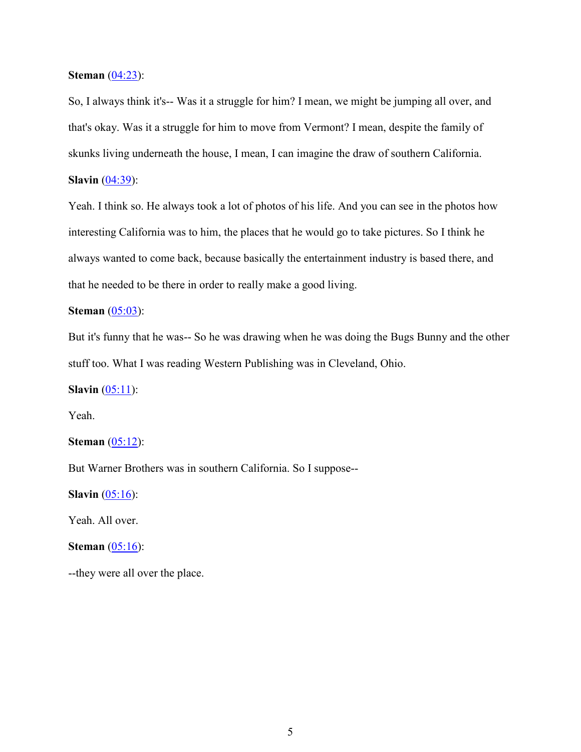**Steman** (04:23):

So, I always think it's-- Was it a struggle for him? I mean, we might be jumping all over, and that's okay. Was it a struggle for him to move from Vermont? I mean, despite the family of skunks living underneath the house, I mean, I can imagine the draw of southern California.

**Slavin** (04:39):

Yeah. I think so. He always took a lot of photos of his life. And you can see in the photos how interesting California was to him, the places that he would go to take pictures. So I think he always wanted to come back, because basically the entertainment industry is based there, and that he needed to be there in order to really make a good living.

**Steman** (05:03):

But it's funny that he was-- So he was drawing when he was doing the Bugs Bunny and the other stuff too. What I was reading Western Publishing was in Cleveland, Ohio.

**Slavin** (05:11):

Yeah.

**Steman** (05:12):

But Warner Brothers was in southern California. So I suppose--

**Slavin** (05:16):

Yeah. All over.

**Steman** (05:16):

--they were all over the place.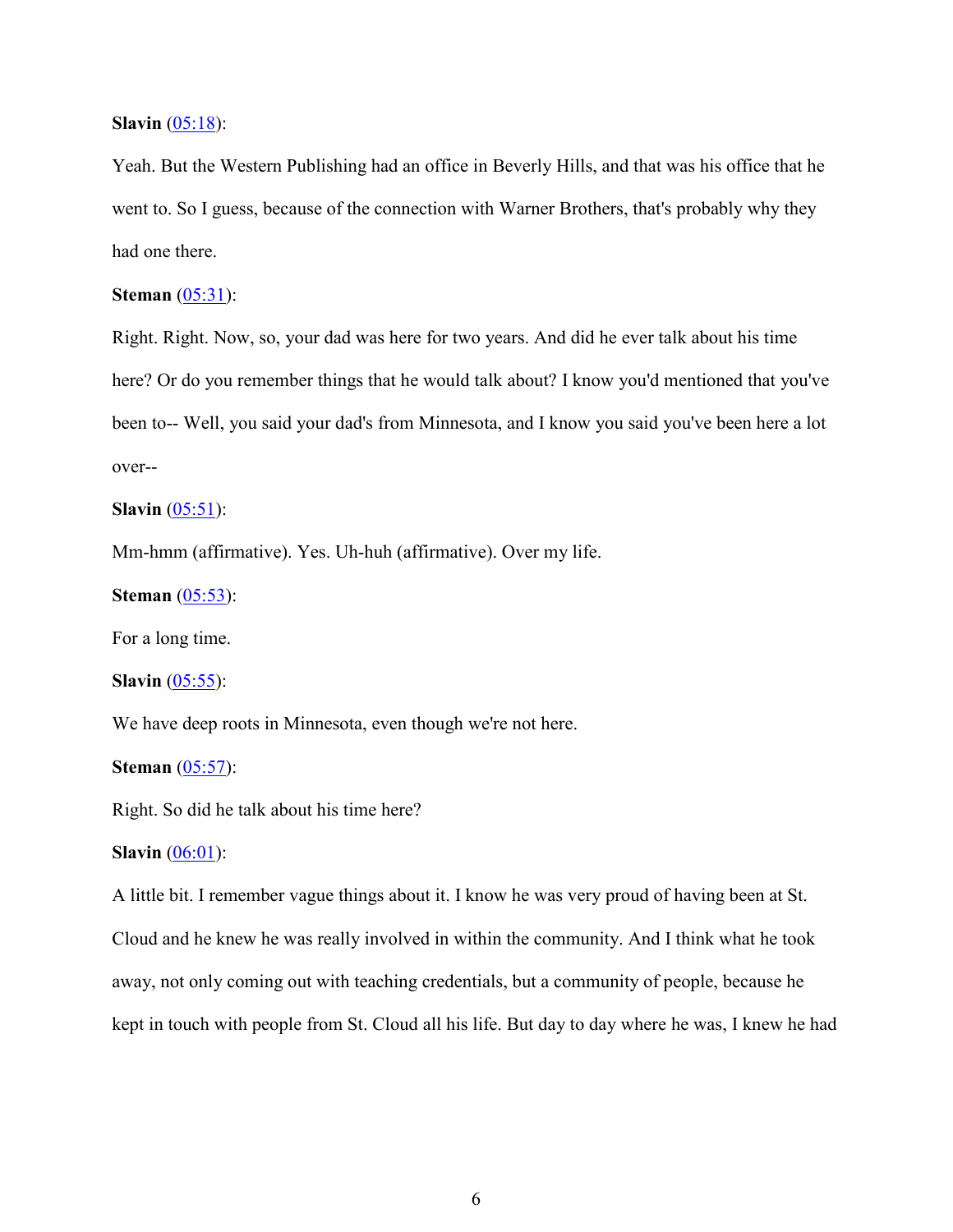**Slavin** ([05:18](#)):

Yeah. But the Western Publishing had an office in Beverly Hills, and that was his office that he went to. So I guess, because of the connection with Warner Brothers, that's probably why they had one there.

**Steman** ([05:31](#)):

Right. Right. Now, so, your dad was here for two years. And did he ever talk about his time here? Or do you remember things that he would talk about? I know you'd mentioned that you've been to-- Well, you said your dad's from Minnesota, and I know you said you've been here a lot over--

**Slavin** ([05:51](#)):

Mm-hmm (affirmative). Yes. Uh-huh (affirmative). Over my life.

**Steman** ([05:53](#)):

For a long time.

**Slavin** ([05:55](#)):

We have deep roots in Minnesota, even though we're not here.

**Steman** ([05:57](#)):

Right. So did he talk about his time here?

**Slavin** ([06:01](#)):

A little bit. I remember vague things about it. I know he was very proud of having been at St. Cloud and he knew he was really involved in within the community. And I think what he took away, not only coming out with teaching credentials, but a community of people, because he kept in touch with people from St. Cloud all his life. But day to day where he was, I knew he had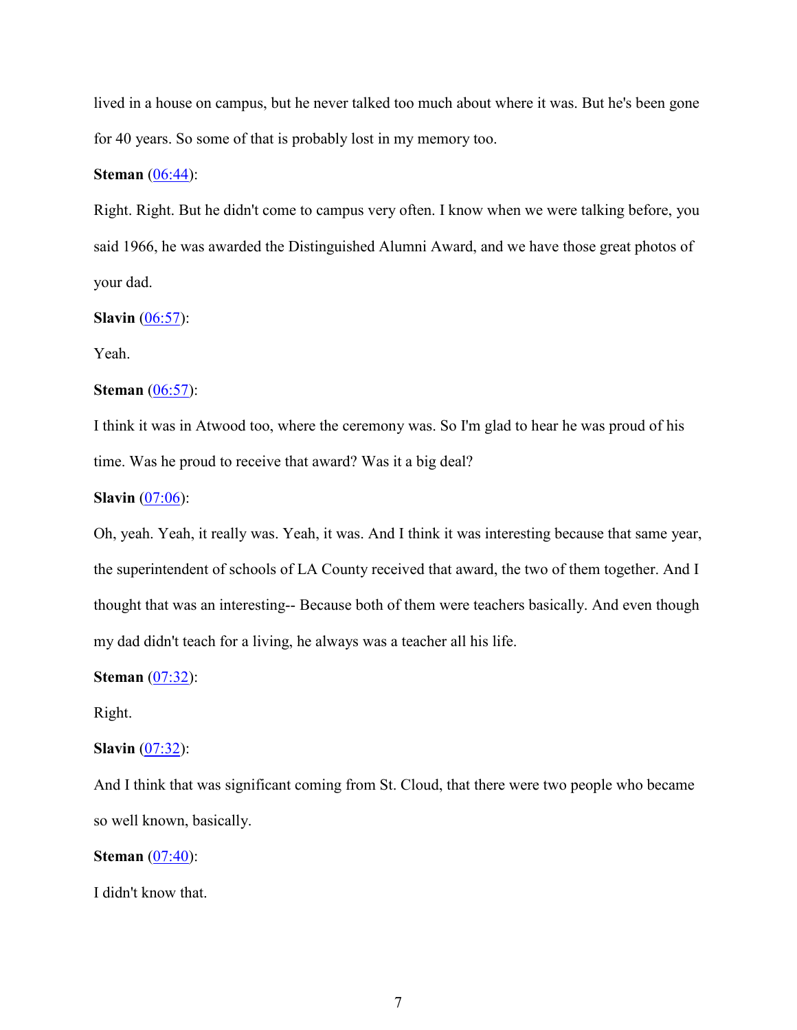lived in a house on campus, but he never talked too much about where it was. But he's been gone for 40 years. So some of that is probably lost in my memory too.

**Steman** ([06:44]()):

Right. Right. But he didn't come to campus very often. I know when we were talking before, you said 1966, he was awarded the Distinguished Alumni Award, and we have those great photos of your dad.

**Slavin** ([06:57]()):

Yeah.

**Steman** ([06:57]()):

I think it was in Atwood too, where the ceremony was. So I'm glad to hear he was proud of his time. Was he proud to receive that award? Was it a big deal?

**Slavin** ([07:06]()):

Oh, yeah. Yeah, it really was. Yeah, it was. And I think it was interesting because that same year, the superintendent of schools of LA County received that award, the two of them together. And I thought that was an interesting-- Because both of them were teachers basically. And even though my dad didn't teach for a living, he always was a teacher all his life.

**Steman** ([07:32]()):

Right.

**Slavin** ([07:32]()):

And I think that was significant coming from St. Cloud, that there were two people who became so well known, basically.

**Steman** ([07:40]()):

I didn't know that.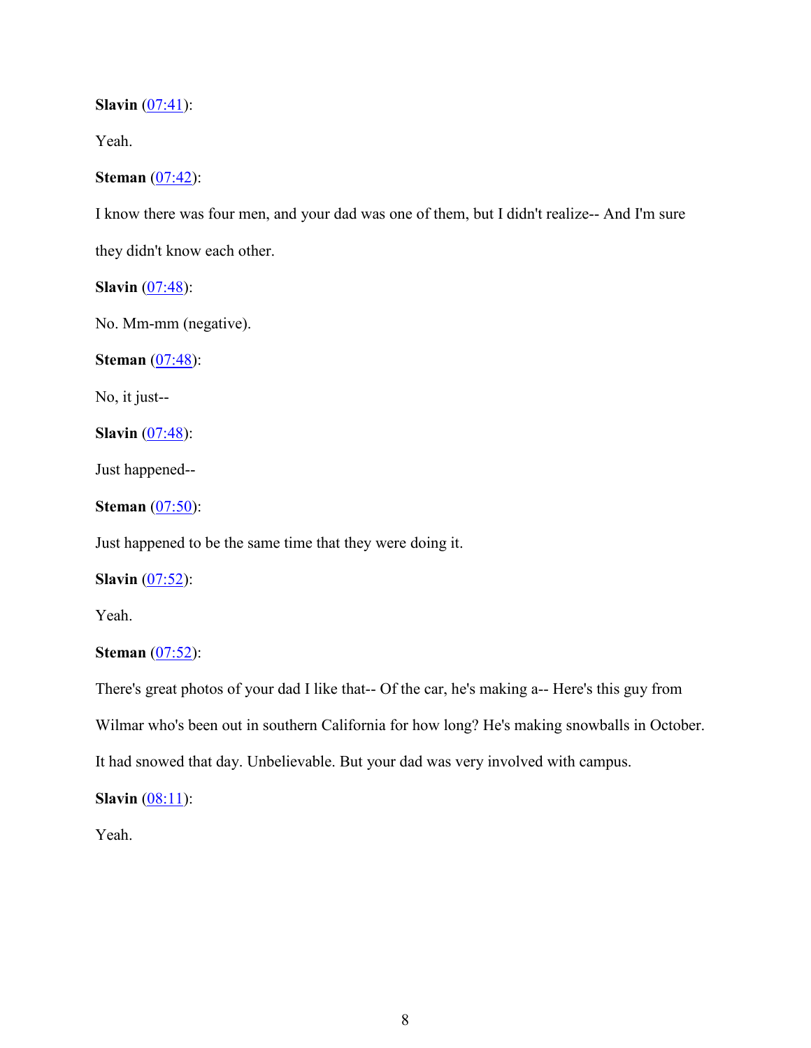**Slavin** (07:41):

Yeah.

**Steman** (07:42):

I know there was four men, and your dad was one of them, but I didn't realize-- And I'm sure they didn't know each other.

**Slavin** (07:48):

No. Mm-mm (negative).

**Steman** (07:48):

No, it just--

**Slavin** (07:48):

Just happened--

**Steman** (07:50):

Just happened to be the same time that they were doing it.

**Slavin** (07:52):

Yeah.

**Steman** (07:52):

There's great photos of your dad I like that-- Of the car, he's making a-- Here's this guy from Wilmar who's been out in southern California for how long? He's making snowballs in October. It had snowed that day. Unbelievable. But your dad was very involved with campus.

**Slavin** (08:11):

Yeah.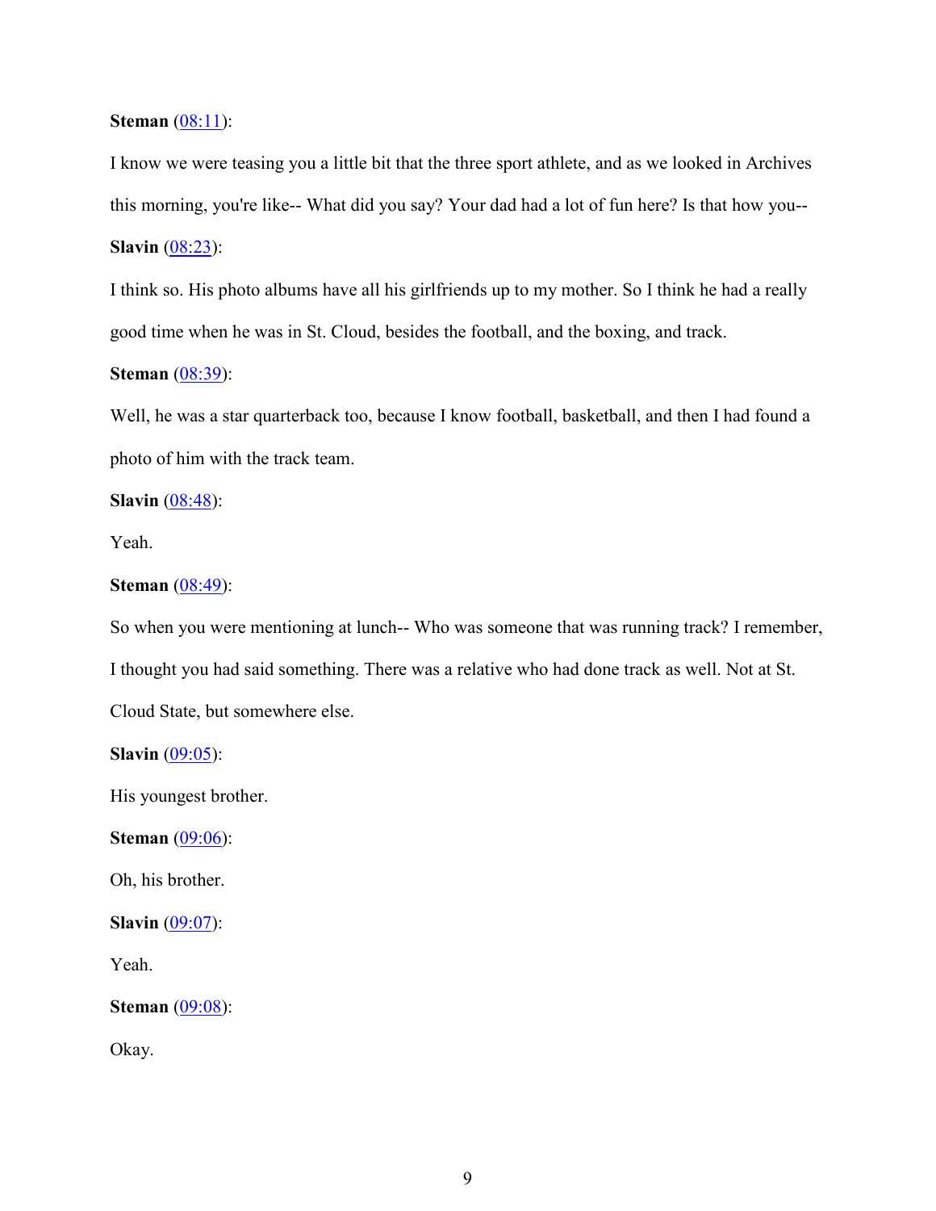**Steman** ([08:11]):

I know we were teasing you a little bit that the three sport athlete, and as we looked in Archives this morning, you're like-- What did you say? Your dad had a lot of fun here? Is that how you--

**Slavin** ([08:23]):

I think so. His photo albums have all his girlfriends up to my mother. So I think he had a really good time when he was in St. Cloud, besides the football, and the boxing, and track.

**Steman** ([08:39]):

Well, he was a star quarterback too, because I know football, basketball, and then I had found a photo of him with the track team.

**Slavin** ([08:48]):

Yeah.

**Steman** ([08:49]):

So when you were mentioning at lunch-- Who was someone that was running track? I remember, I thought you had said something. There was a relative who had done track as well. Not at St. Cloud State, but somewhere else.

**Slavin** ([09:05]):

His youngest brother.

**Steman** ([09:06]):

Oh, his brother.

**Slavin** ([09:07]):

Yeah.

**Steman** ([09:08]):

Okay.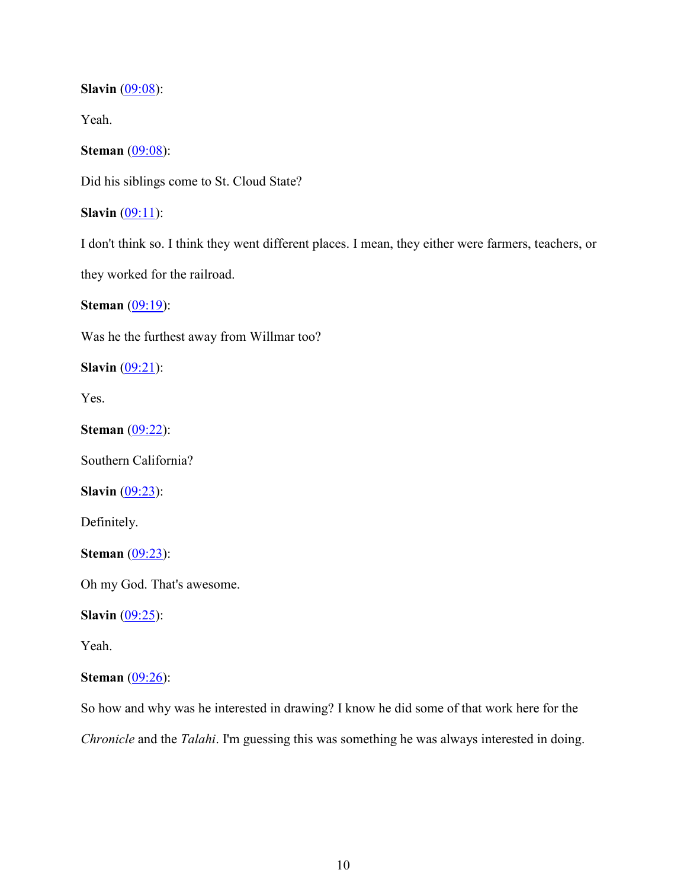**Slavin** ([09:08](#)):

Yeah.

**Steman** ([09:08](#)):

Did his siblings come to St. Cloud State?

**Slavin** ([09:11](#)):

I don't think so. I think they went different places. I mean, they either were farmers, teachers, or they worked for the railroad.

**Steman** ([09:19](#)):

Was he the furthest away from Willmar too?

**Slavin** ([09:21](#)):

Yes.

**Steman** ([09:22](#)):

Southern California?

**Slavin** ([09:23](#)):

Definitely.

**Steman** ([09:23](#)):

Oh my God. That's awesome.

**Slavin** ([09:25](#)):

Yeah.

**Steman** ([09:26](#)):

So how and why was he interested in drawing? I know he did some of that work here for the *Chronicle* and the *Talahi*. I'm guessing this was something he was always interested in doing.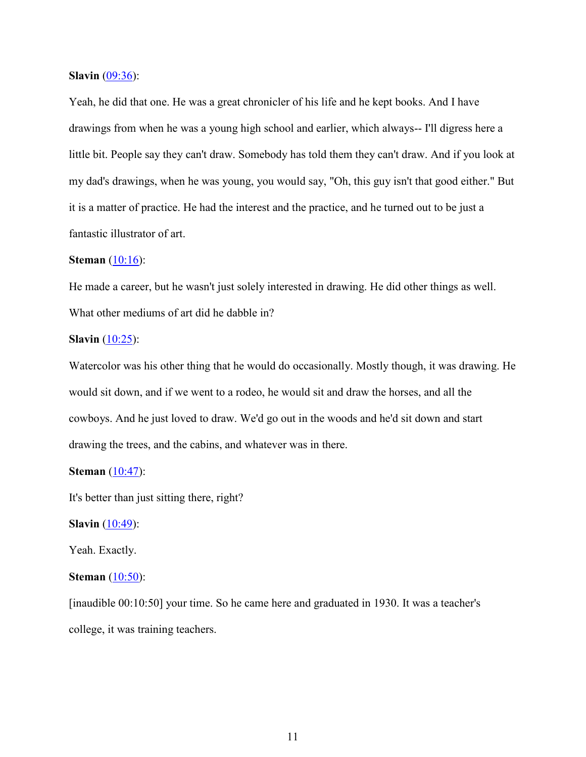**Slavin** ([09:36](#)):

Yeah, he did that one. He was a great chronicler of his life and he kept books. And I have drawings from when he was a young high school and earlier, which always-- I'll digress here a little bit. People say they can't draw. Somebody has told them they can't draw. And if you look at my dad's drawings, when he was young, you would say, "Oh, this guy isn't that good either." But it is a matter of practice. He had the interest and the practice, and he turned out to be just a fantastic illustrator of art.

**Steman** ([10:16](#)):

He made a career, but he wasn't just solely interested in drawing. He did other things as well. What other mediums of art did he dabble in?

**Slavin** ([10:25](#)):

Watercolor was his other thing that he would do occasionally. Mostly though, it was drawing. He would sit down, and if we went to a rodeo, he would sit and draw the horses, and all the cowboys. And he just loved to draw. We'd go out in the woods and he'd sit down and start drawing the trees, and the cabins, and whatever was in there.

**Steman** ([10:47](#)):

It's better than just sitting there, right?

**Slavin** ([10:49](#)):

Yeah. Exactly.

**Steman** ([10:50](#)):

[inaudible 00:10:50] your time. So he came here and graduated in 1930. It was a teacher's college, it was training teachers.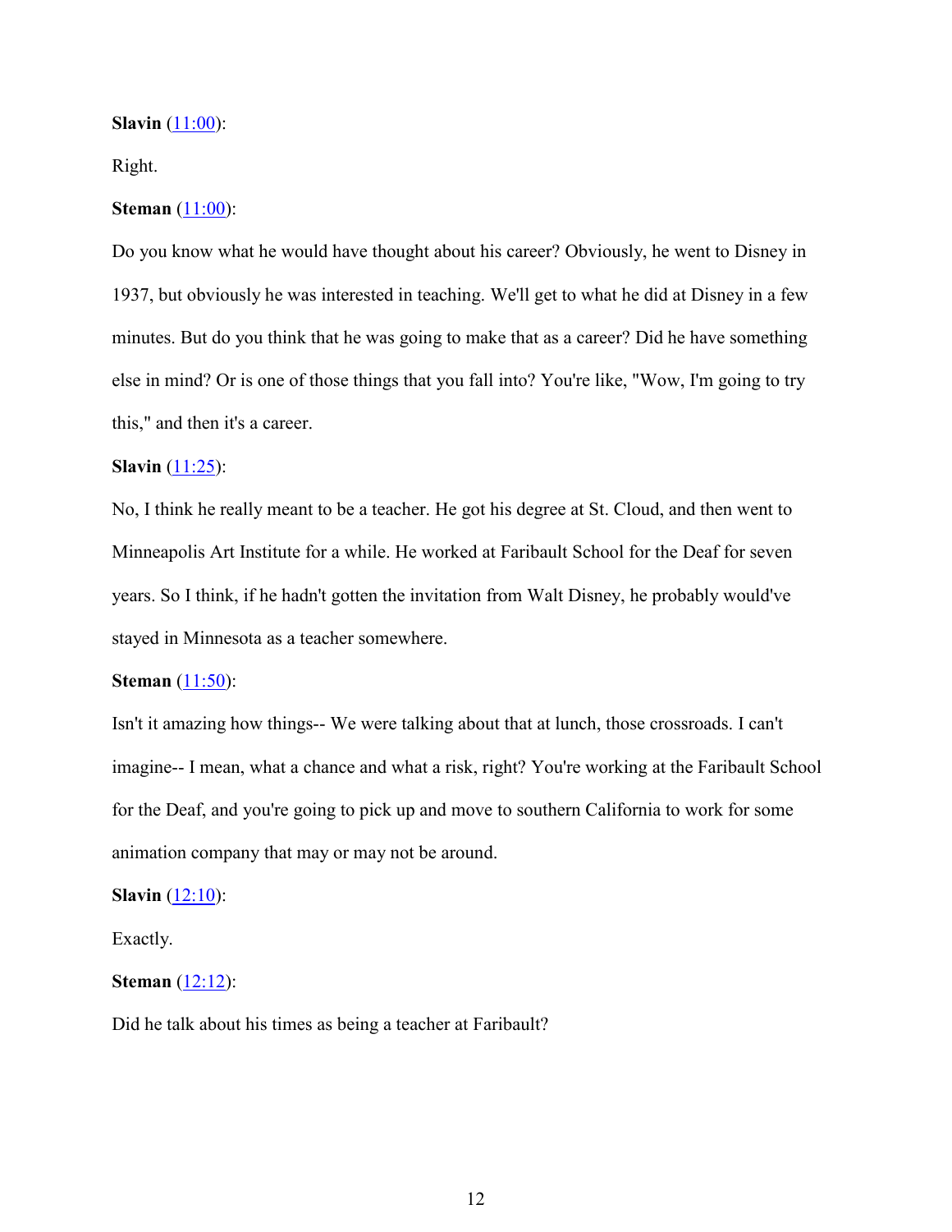**Slavin** ([11:00]):

Right.

**Steman** ([11:00]):

Do you know what he would have thought about his career? Obviously, he went to Disney in 1937, but obviously he was interested in teaching. We'll get to what he did at Disney in a few minutes. But do you think that he was going to make that as a career? Did he have something else in mind? Or is one of those things that you fall into? You're like, "Wow, I'm going to try this," and then it's a career.

**Slavin** ([11:25]):

No, I think he really meant to be a teacher. He got his degree at St. Cloud, and then went to Minneapolis Art Institute for a while. He worked at Faribault School for the Deaf for seven years. So I think, if he hadn't gotten the invitation from Walt Disney, he probably would've stayed in Minnesota as a teacher somewhere.

**Steman** ([11:50]):

Isn't it amazing how things-- We were talking about that at lunch, those crossroads. I can't imagine-- I mean, what a chance and what a risk, right? You're working at the Faribault School for the Deaf, and you're going to pick up and move to southern California to work for some animation company that may or may not be around.

**Slavin** ([12:10]):

Exactly.

**Steman** ([12:12]):

Did he talk about his times as being a teacher at Faribault?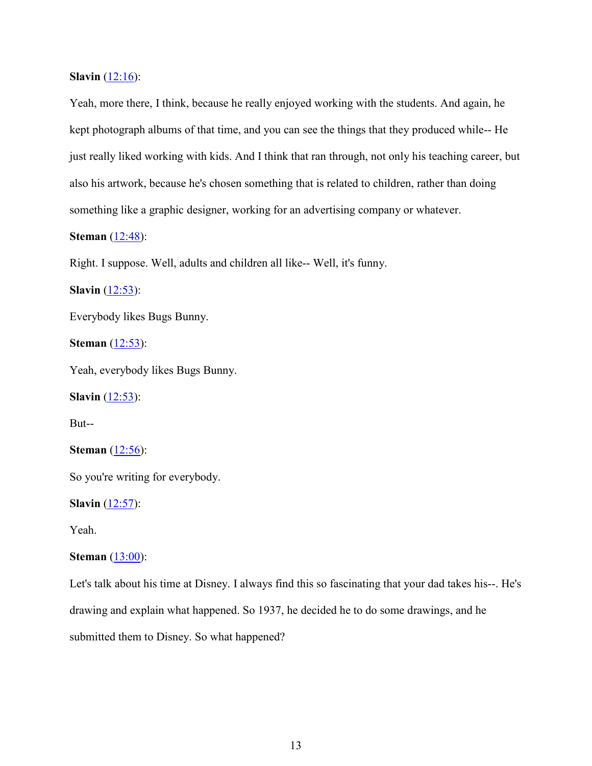**Slavin** (12:16):

Yeah, more there, I think, because he really enjoyed working with the students. And again, he kept photograph albums of that time, and you can see the things that they produced while-- He just really liked working with kids. And I think that ran through, not only his teaching career, but also his artwork, because he's chosen something that is related to children, rather than doing something like a graphic designer, working for an advertising company or whatever.

**Steman** (12:48):

Right. I suppose. Well, adults and children all like-- Well, it's funny.

**Slavin** (12:53):

Everybody likes Bugs Bunny.

**Steman** (12:53):

Yeah, everybody likes Bugs Bunny.

**Slavin** (12:53):

But--

**Steman** (12:56):

So you're writing for everybody.

**Slavin** (12:57):

Yeah.

**Steman** (13:00):

Let's talk about his time at Disney. I always find this so fascinating that your dad takes his--. He's drawing and explain what happened. So 1937, he decided he to do some drawings, and he submitted them to Disney. So what happened?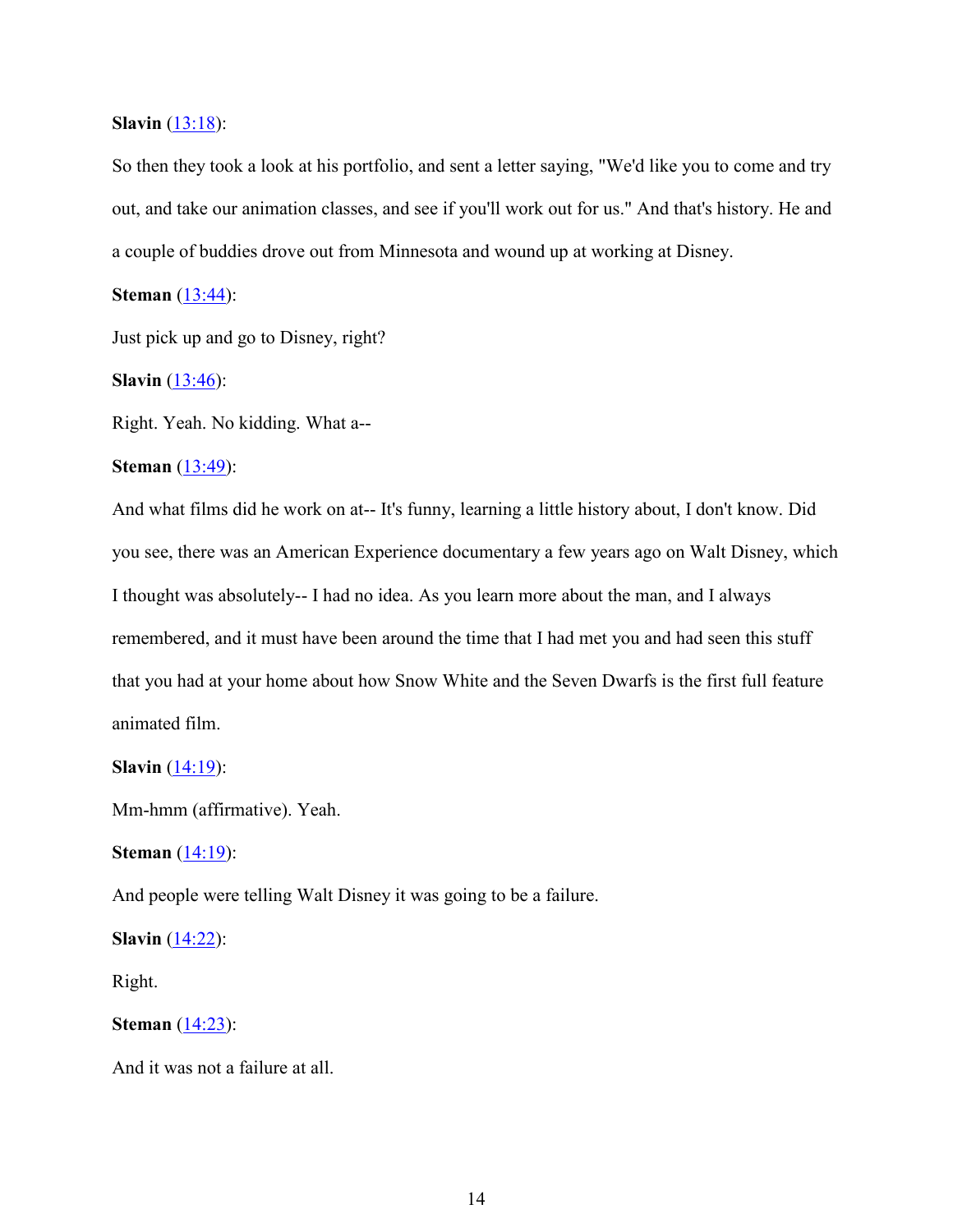**Slavin** ([13:18](#)):

So then they took a look at his portfolio, and sent a letter saying, "We'd like you to come and try out, and take our animation classes, and see if you'll work out for us." And that's history. He and a couple of buddies drove out from Minnesota and wound up at working at Disney.

**Steman** ([13:44](#)):

Just pick up and go to Disney, right?

**Slavin** ([13:46](#)):

Right. Yeah. No kidding. What a--

**Steman** ([13:49](#)):

And what films did he work on at-- It's funny, learning a little history about, I don't know. Did you see, there was an American Experience documentary a few years ago on Walt Disney, which I thought was absolutely-- I had no idea. As you learn more about the man, and I always remembered, and it must have been around the time that I had met you and had seen this stuff that you had at your home about how Snow White and the Seven Dwarfs is the first full feature animated film.

**Slavin** ([14:19](#)):

Mm-hmm (affirmative). Yeah.

**Steman** ([14:19](#)):

And people were telling Walt Disney it was going to be a failure.

**Slavin** ([14:22](#)):

Right.

**Steman** ([14:23](#)):

And it was not a failure at all.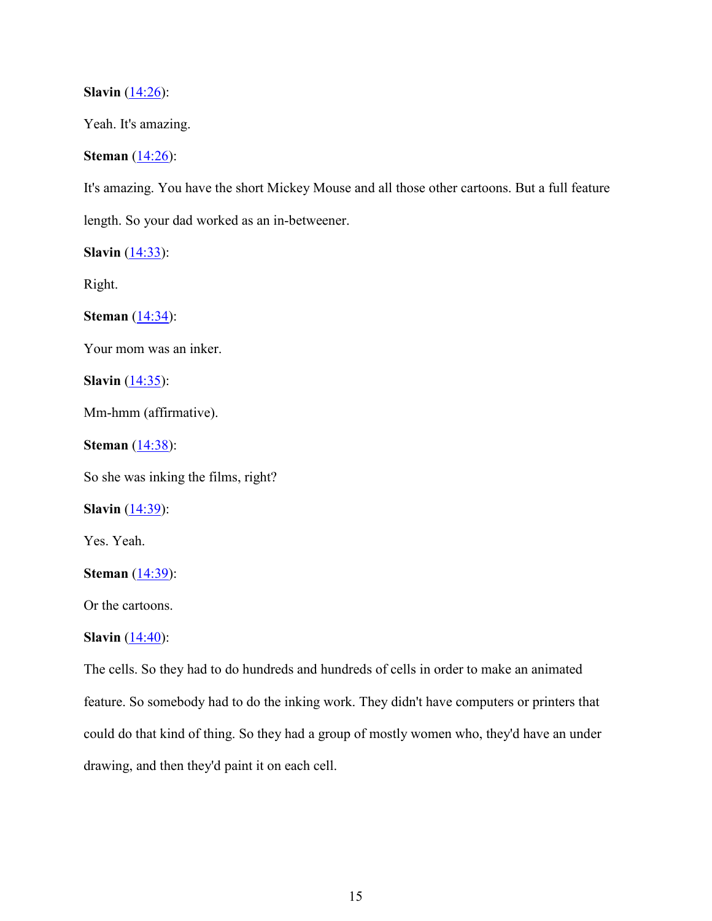**Slavin** ([14:26](#)):

Yeah. It's amazing.

**Steman** ([14:26](#)):

It's amazing. You have the short Mickey Mouse and all those other cartoons. But a full feature length. So your dad worked as an in-betweener.

**Slavin** ([14:33](#)):

Right.

**Steman** ([14:34](#)):

Your mom was an inker.

**Slavin** ([14:35](#)):

Mm-hmm (affirmative).

**Steman** ([14:38](#)):

So she was inking the films, right?

**Slavin** ([14:39](#)):

Yes. Yeah.

**Steman** ([14:39](#)):

Or the cartoons.

**Slavin** ([14:40](#)):

The cells. So they had to do hundreds and hundreds of cells in order to make an animated feature. So somebody had to do the inking work. They didn't have computers or printers that could do that kind of thing. So they had a group of mostly women who, they'd have an under drawing, and then they'd paint it on each cell.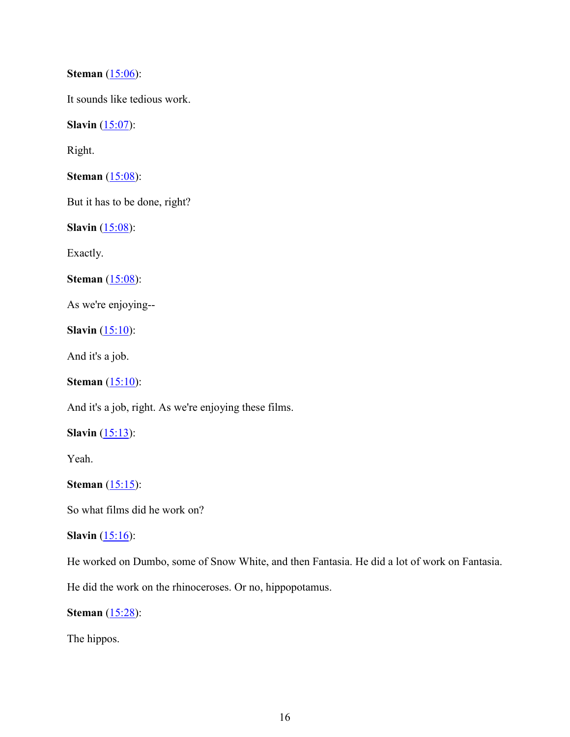**Steman** (15:06):

It sounds like tedious work.

**Slavin** (15:07):

Right.

**Steman** (15:08):

But it has to be done, right?

**Slavin** (15:08):

Exactly.

**Steman** (15:08):

As we're enjoying--

**Slavin** (15:10):

And it's a job.

**Steman** (15:10):

And it's a job, right. As we're enjoying these films.

**Slavin** (15:13):

Yeah.

**Steman** (15:15):

So what films did he work on?

**Slavin** (15:16):

He worked on Dumbo, some of Snow White, and then Fantasia. He did a lot of work on Fantasia.

He did the work on the rhinoceroses. Or no, hippopotamus.

**Steman** (15:28):

The hippos.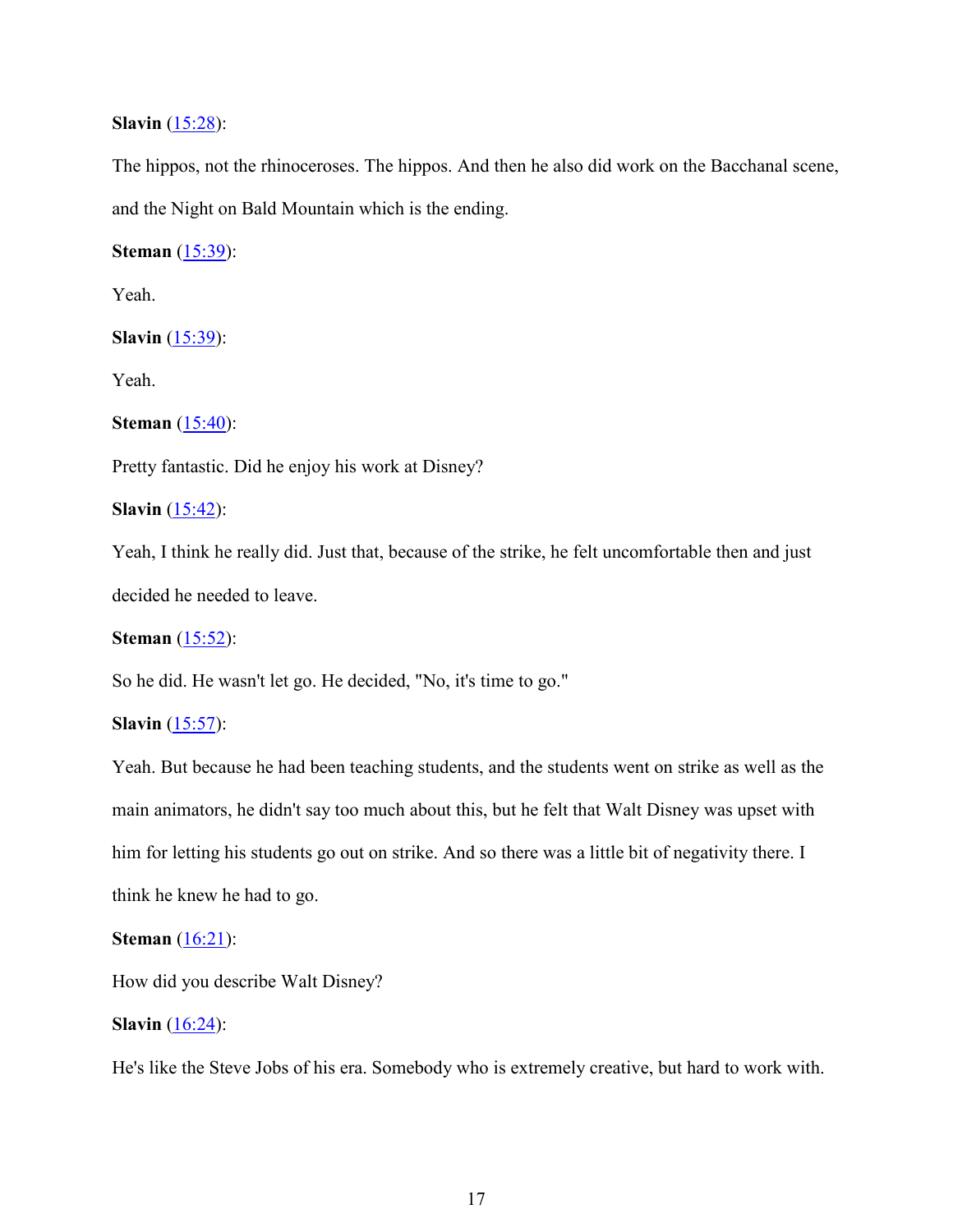**Slavin** ([15:28]()):

The hippos, not the rhinoceroses. The hippos. And then he also did work on the Bacchanal scene, and the Night on Bald Mountain which is the ending.

**Steman** ([15:39]()):

Yeah.

**Slavin** ([15:39]()):

Yeah.

**Steman** ([15:40]()):

Pretty fantastic. Did he enjoy his work at Disney?

**Slavin** ([15:42]()):

Yeah, I think he really did. Just that, because of the strike, he felt uncomfortable then and just decided he needed to leave.

**Steman** ([15:52]()):

So he did. He wasn't let go. He decided, "No, it's time to go."

**Slavin** ([15:57]()):

Yeah. But because he had been teaching students, and the students went on strike as well as the main animators, he didn't say too much about this, but he felt that Walt Disney was upset with him for letting his students go out on strike. And so there was a little bit of negativity there. I think he knew he had to go.

**Steman** ([16:21]()):

How did you describe Walt Disney?

**Slavin** ([16:24]()):

He's like the Steve Jobs of his era. Somebody who is extremely creative, but hard to work with.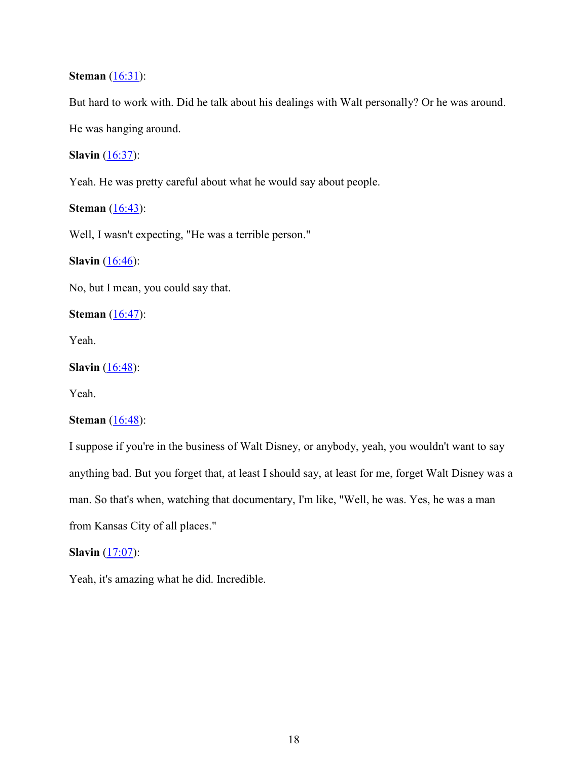**Steman** (16:31):

But hard to work with. Did he talk about his dealings with Walt personally? Or he was around. He was hanging around.

**Slavin** (16:37):

Yeah. He was pretty careful about what he would say about people.

**Steman** (16:43):

Well, I wasn't expecting, "He was a terrible person."

**Slavin** (16:46):

No, but I mean, you could say that.

**Steman** (16:47):

Yeah.

**Slavin** (16:48):

Yeah.

**Steman** (16:48):

I suppose if you're in the business of Walt Disney, or anybody, yeah, you wouldn't want to say anything bad. But you forget that, at least I should say, at least for me, forget Walt Disney was a man. So that's when, watching that documentary, I'm like, "Well, he was. Yes, he was a man from Kansas City of all places."

**Slavin** (17:07):

Yeah, it's amazing what he did. Incredible.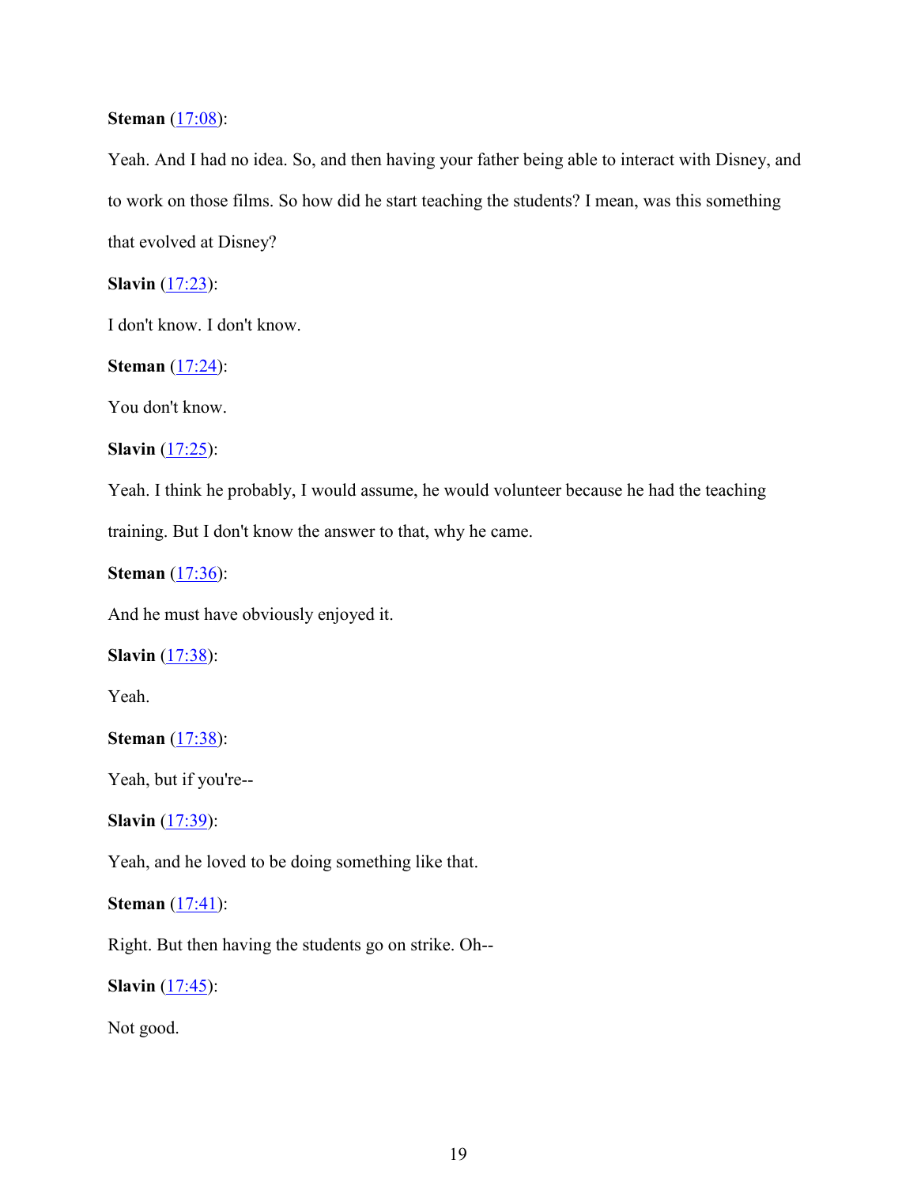**Steman** ([17:08](#)):

Yeah. And I had no idea. So, and then having your father being able to interact with Disney, and to work on those films. So how did he start teaching the students? I mean, was this something that evolved at Disney?

**Slavin** ([17:23](#)):

I don't know. I don't know.

**Steman** ([17:24](#)):

You don't know.

**Slavin** ([17:25](#)):

Yeah. I think he probably, I would assume, he would volunteer because he had the teaching training. But I don't know the answer to that, why he came.

**Steman** ([17:36](#)):

And he must have obviously enjoyed it.

**Slavin** ([17:38](#)):

Yeah.

**Steman** ([17:38](#)):

Yeah, but if you're--

**Slavin** ([17:39](#)):

Yeah, and he loved to be doing something like that.

**Steman** ([17:41](#)):

Right. But then having the students go on strike. Oh--

**Slavin** ([17:45](#)):

Not good.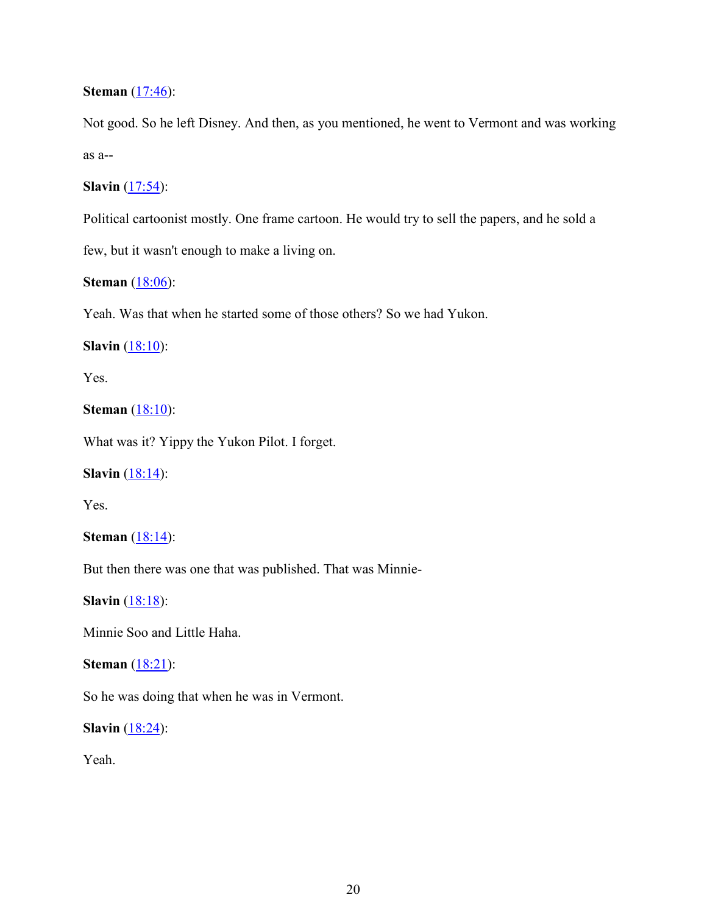**Steman** ([17:46]):

Not good. So he left Disney. And then, as you mentioned, he went to Vermont and was working as a--

**Slavin** ([17:54]):

Political cartoonist mostly. One frame cartoon. He would try to sell the papers, and he sold a few, but it wasn't enough to make a living on.

**Steman** ([18:06]):

Yeah. Was that when he started some of those others? So we had Yukon.

**Slavin** ([18:10]):

Yes.

**Steman** ([18:10]):

What was it? Yippy the Yukon Pilot. I forget.

**Slavin** ([18:14]):

Yes.

**Steman** ([18:14]):

But then there was one that was published. That was Minnie-

**Slavin** ([18:18]):

Minnie Soo and Little Haha.

**Steman** ([18:21]):

So he was doing that when he was in Vermont.

**Slavin** ([18:24]):

Yeah.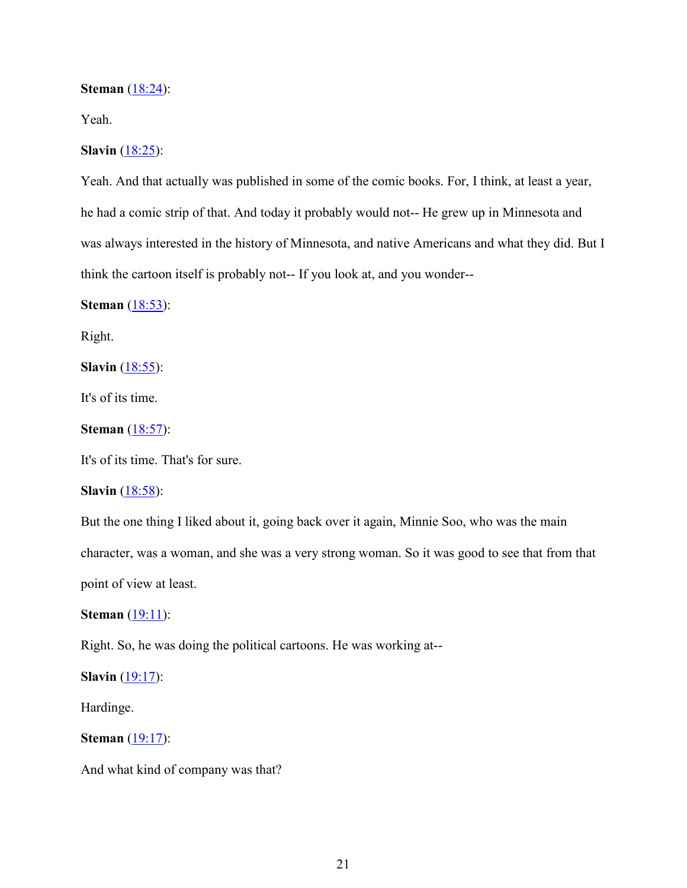**Steman** ([18:24]):

Yeah.

**Slavin** ([18:25]):

Yeah. And that actually was published in some of the comic books. For, I think, at least a year, he had a comic strip of that. And today it probably would not-- He grew up in Minnesota and was always interested in the history of Minnesota, and native Americans and what they did. But I think the cartoon itself is probably not-- If you look at, and you wonder--

**Steman** ([18:53]):

Right.

**Slavin** ([18:55]):

It's of its time.

**Steman** ([18:57]):

It's of its time. That's for sure.

**Slavin** ([18:58]):

But the one thing I liked about it, going back over it again, Minnie Soo, who was the main character, was a woman, and she was a very strong woman. So it was good to see that from that point of view at least.

**Steman** ([19:11]):

Right. So, he was doing the political cartoons. He was working at--

**Slavin** ([19:17]):

Hardinge.

**Steman** ([19:17]):

And what kind of company was that?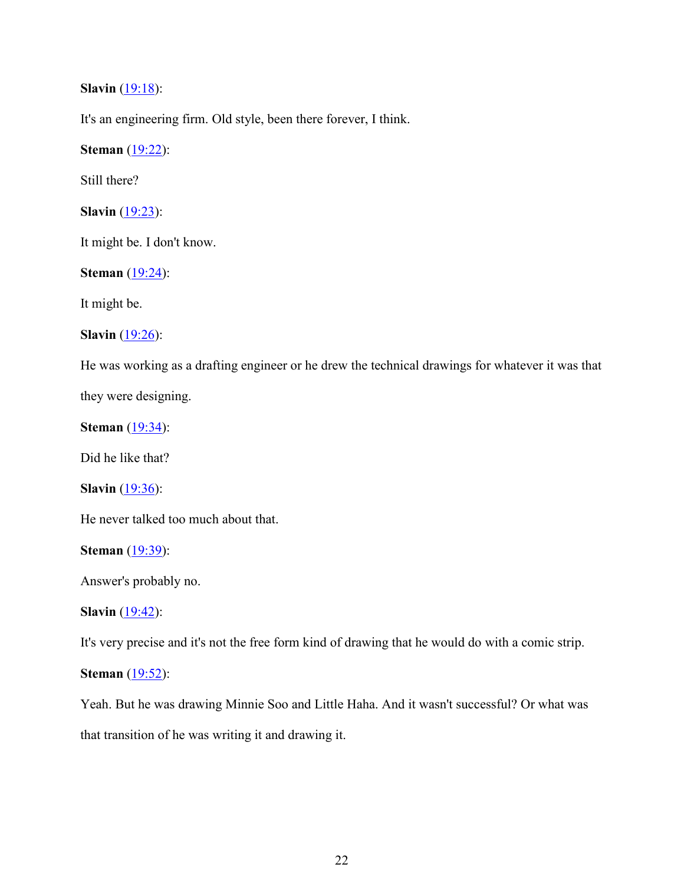**Slavin** (19:18):

It's an engineering firm. Old style, been there forever, I think.

**Steman** (19:22):

Still there?

**Slavin** (19:23):

It might be. I don't know.

**Steman** (19:24):

It might be.

**Slavin** (19:26):

He was working as a drafting engineer or he drew the technical drawings for whatever it was that they were designing.

**Steman** (19:34):

Did he like that?

**Slavin** (19:36):

He never talked too much about that.

**Steman** (19:39):

Answer's probably no.

**Slavin** (19:42):

It's very precise and it's not the free form kind of drawing that he would do with a comic strip.

**Steman** (19:52):

Yeah. But he was drawing Minnie Soo and Little Haha. And it wasn't successful? Or what was that transition of he was writing it and drawing it.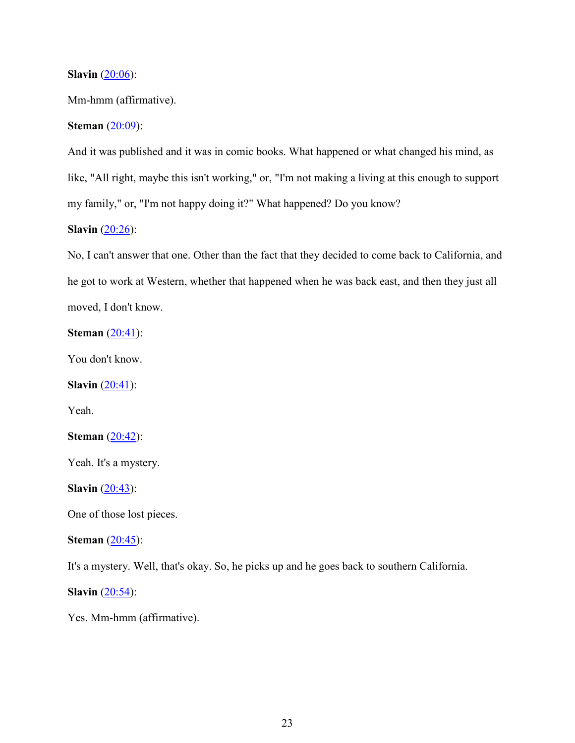**Slavin** (20:06):

Mm-hmm (affirmative).

**Steman** (20:09):

And it was published and it was in comic books. What happened or what changed his mind, as like, "All right, maybe this isn't working," or, "I'm not making a living at this enough to support my family," or, "I'm not happy doing it?" What happened? Do you know?

**Slavin** (20:26):

No, I can't answer that one. Other than the fact that they decided to come back to California, and he got to work at Western, whether that happened when he was back east, and then they just all moved, I don't know.

**Steman** (20:41):

You don't know.

**Slavin** (20:41):

Yeah.

**Steman** (20:42):

Yeah. It's a mystery.

**Slavin** (20:43):

One of those lost pieces.

**Steman** (20:45):

It's a mystery. Well, that's okay. So, he picks up and he goes back to southern California.

**Slavin** (20:54):

Yes. Mm-hmm (affirmative).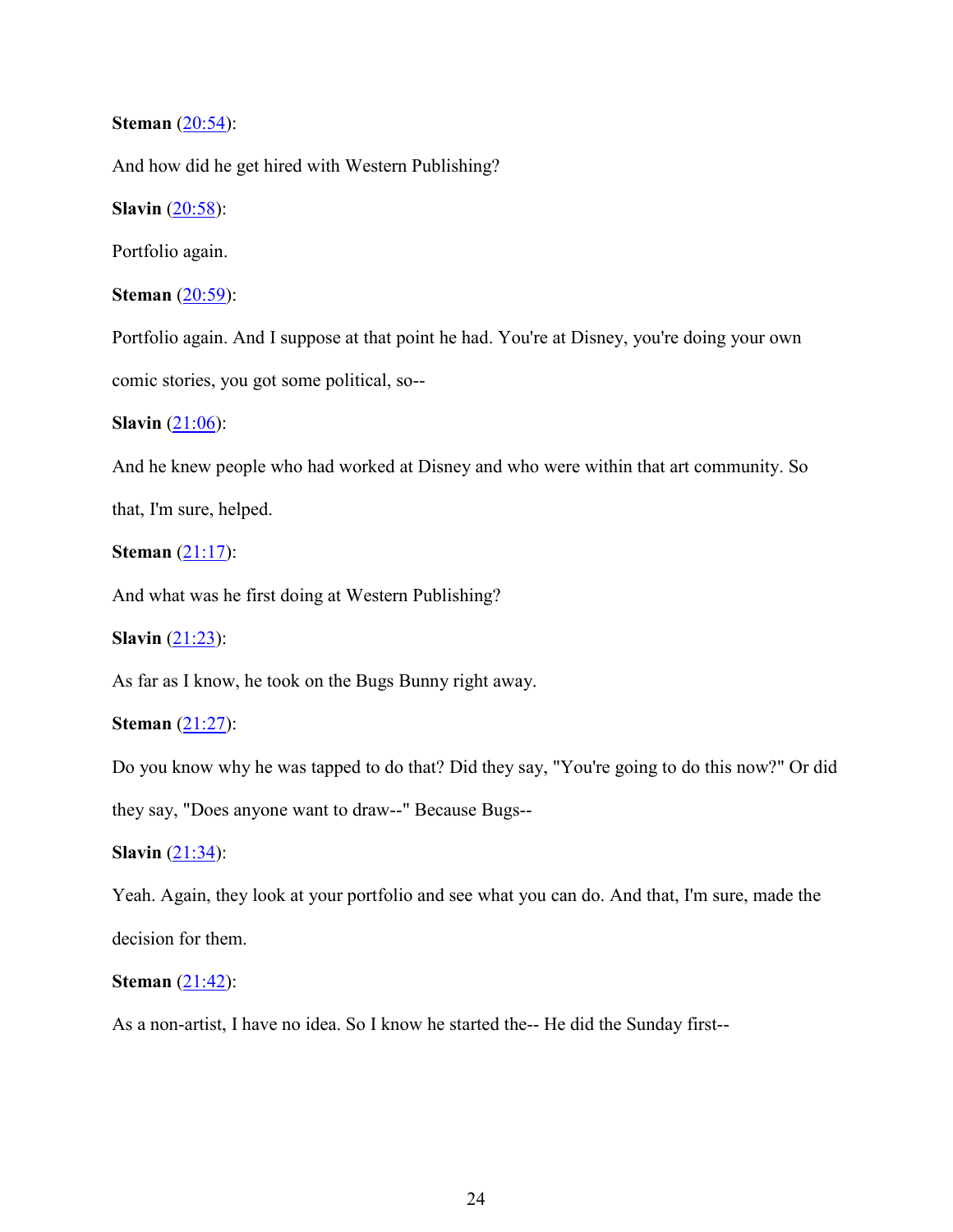**Steman** (20:54):

And how did he get hired with Western Publishing?

**Slavin** (20:58):

Portfolio again.

**Steman** (20:59):

Portfolio again. And I suppose at that point he had. You're at Disney, you're doing your own comic stories, you got some political, so--

**Slavin** (21:06):

And he knew people who had worked at Disney and who were within that art community. So that, I'm sure, helped.

**Steman** (21:17):

And what was he first doing at Western Publishing?

**Slavin** (21:23):

As far as I know, he took on the Bugs Bunny right away.

**Steman** (21:27):

Do you know why he was tapped to do that? Did they say, "You're going to do this now?" Or did they say, "Does anyone want to draw--" Because Bugs--

**Slavin** (21:34):

Yeah. Again, they look at your portfolio and see what you can do. And that, I'm sure, made the decision for them.

**Steman** (21:42):

As a non-artist, I have no idea. So I know he started the-- He did the Sunday first--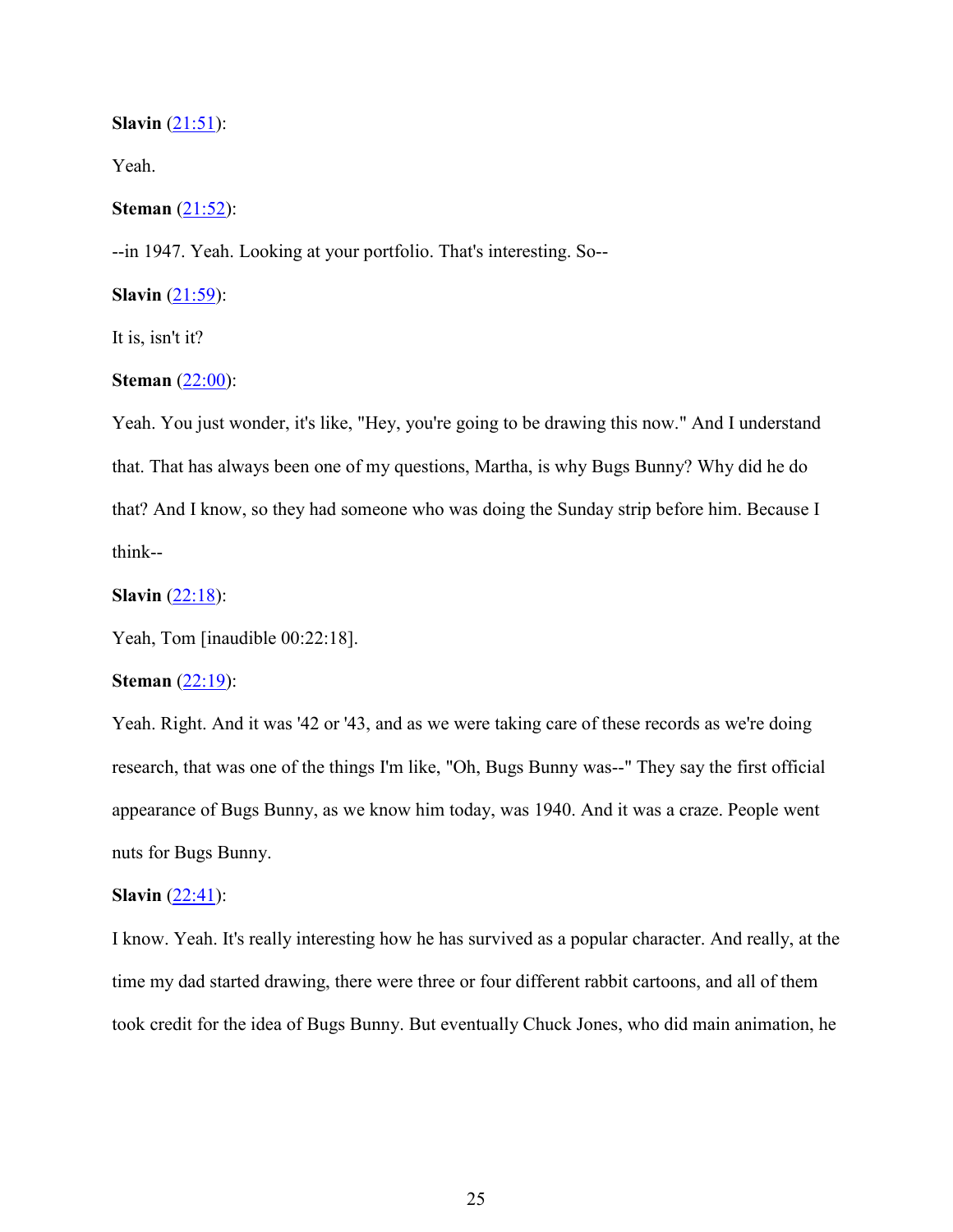**Slavin** (21:51):

Yeah.

**Steman** (21:52):

--in 1947. Yeah. Looking at your portfolio. That's interesting. So--

**Slavin** (21:59):

It is, isn't it?

**Steman** (22:00):

Yeah. You just wonder, it's like, "Hey, you're going to be drawing this now." And I understand that. That has always been one of my questions, Martha, is why Bugs Bunny? Why did he do that? And I know, so they had someone who was doing the Sunday strip before him. Because I think--

**Slavin** (22:18):

Yeah, Tom [inaudible 00:22:18].

**Steman** (22:19):

Yeah. Right. And it was '42 or '43, and as we were taking care of these records as we're doing research, that was one of the things I'm like, "Oh, Bugs Bunny was--" They say the first official appearance of Bugs Bunny, as we know him today, was 1940. And it was a craze. People went nuts for Bugs Bunny.

**Slavin** (22:41):

I know. Yeah. It's really interesting how he has survived as a popular character. And really, at the time my dad started drawing, there were three or four different rabbit cartoons, and all of them took credit for the idea of Bugs Bunny. But eventually Chuck Jones, who did main animation, he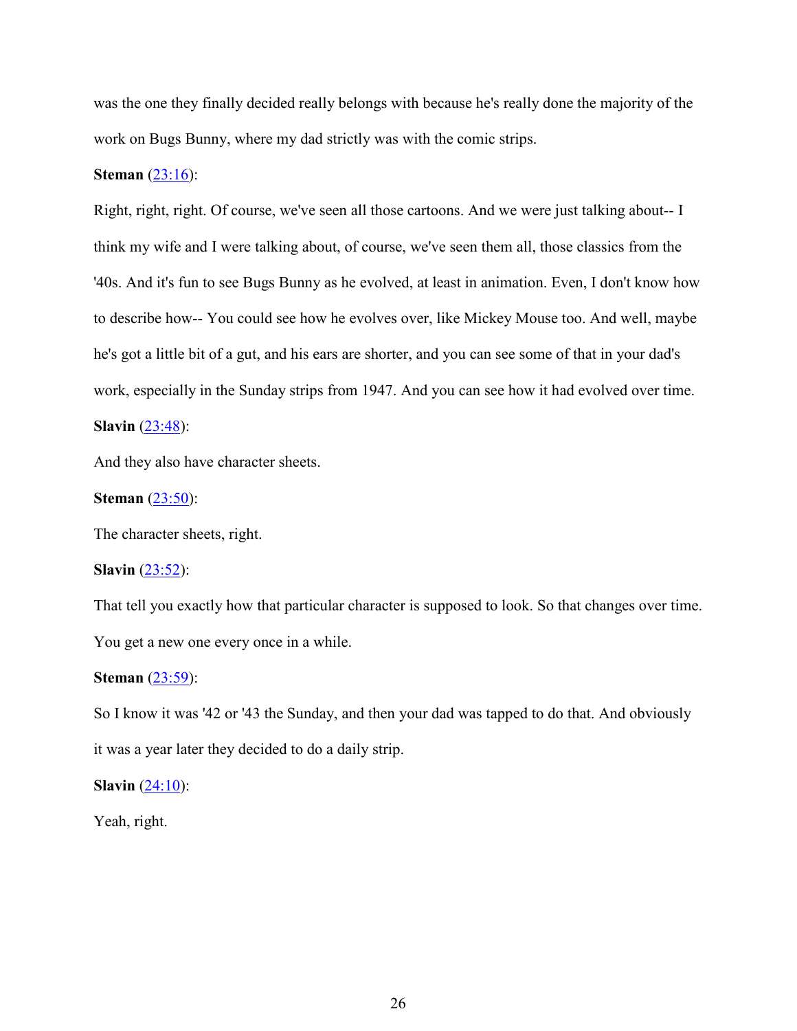was the one they finally decided really belongs with because he's really done the majority of the work on Bugs Bunny, where my dad strictly was with the comic strips.

**Steman** (23:16):

Right, right, right. Of course, we've seen all those cartoons. And we were just talking about-- I think my wife and I were talking about, of course, we've seen them all, those classics from the '40s. And it's fun to see Bugs Bunny as he evolved, at least in animation. Even, I don't know how to describe how-- You could see how he evolves over, like Mickey Mouse too. And well, maybe he's got a little bit of a gut, and his ears are shorter, and you can see some of that in your dad's work, especially in the Sunday strips from 1947. And you can see how it had evolved over time.

**Slavin** (23:48):

And they also have character sheets.

**Steman** (23:50):

The character sheets, right.

**Slavin** (23:52):

That tell you exactly how that particular character is supposed to look. So that changes over time. You get a new one every once in a while.

**Steman** (23:59):

So I know it was '42 or '43 the Sunday, and then your dad was tapped to do that. And obviously it was a year later they decided to do a daily strip.

**Slavin** (24:10):

Yeah, right.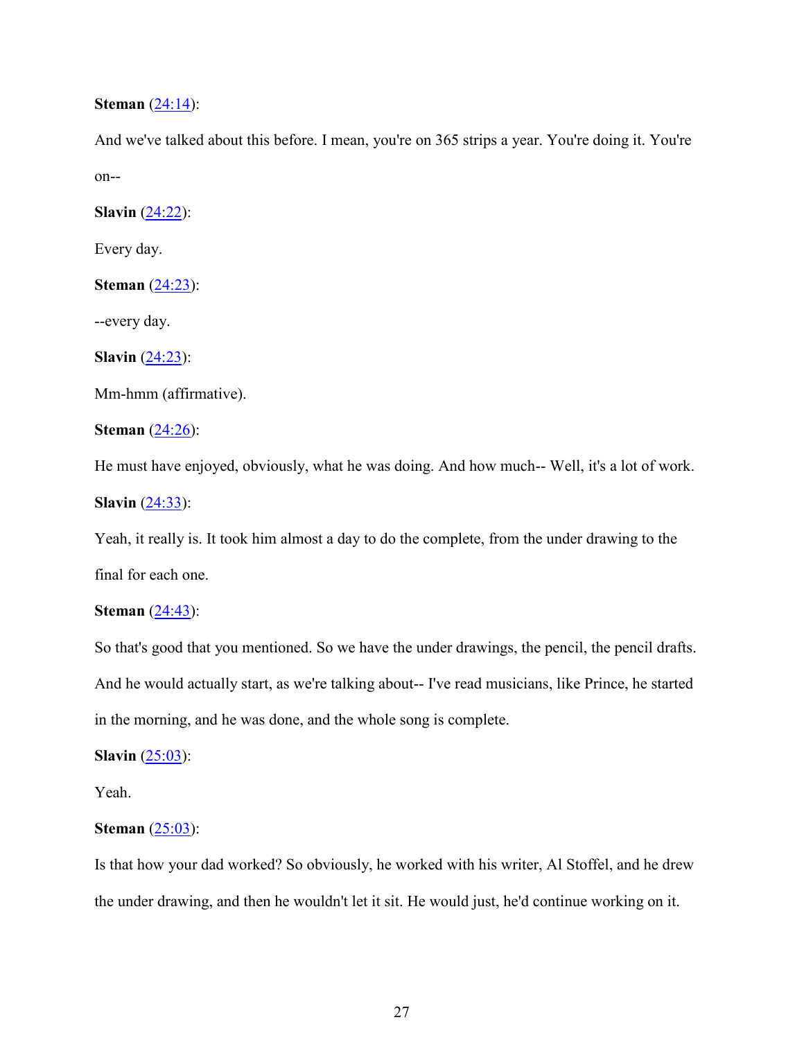**Steman** ([24:14](#)):

And we've talked about this before. I mean, you're on 365 strips a year. You're doing it. You're on--

**Slavin** ([24:22](#)):

Every day.

**Steman** ([24:23](#)):

--every day.

**Slavin** ([24:23](#)):

Mm-hmm (affirmative).

**Steman** ([24:26](#)):

He must have enjoyed, obviously, what he was doing. And how much-- Well, it's a lot of work.

**Slavin** ([24:33](#)):

Yeah, it really is. It took him almost a day to do the complete, from the under drawing to the final for each one.

**Steman** ([24:43](#)):

So that's good that you mentioned. So we have the under drawings, the pencil, the pencil drafts. And he would actually start, as we're talking about-- I've read musicians, like Prince, he started in the morning, and he was done, and the whole song is complete.

**Slavin** ([25:03](#)):

Yeah.

**Steman** ([25:03](#)):

Is that how your dad worked? So obviously, he worked with his writer, Al Stoffel, and he drew the under drawing, and then he wouldn't let it sit. He would just, he'd continue working on it.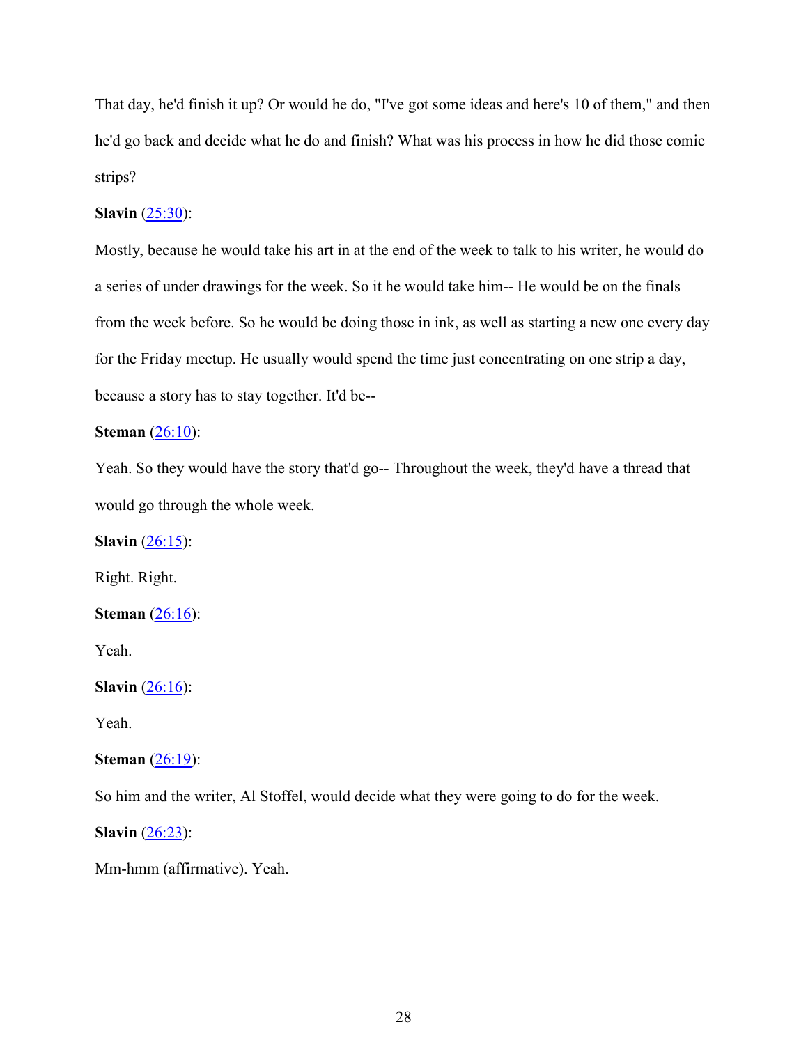That day, he'd finish it up? Or would he do, "I've got some ideas and here's 10 of them," and then he'd go back and decide what he do and finish? What was his process in how he did those comic strips?

**Slavin** ([25:30](#)):

Mostly, because he would take his art in at the end of the week to talk to his writer, he would do a series of under drawings for the week. So it he would take him-- He would be on the finals from the week before. So he would be doing those in ink, as well as starting a new one every day for the Friday meetup. He usually would spend the time just concentrating on one strip a day, because a story has to stay together. It'd be--

**Steman** ([26:10](#)):

Yeah. So they would have the story that'd go-- Throughout the week, they'd have a thread that would go through the whole week.

**Slavin** ([26:15](#)):

Right. Right.

**Steman** ([26:16](#)):

Yeah.

**Slavin** ([26:16](#)):

Yeah.

**Steman** ([26:19](#)):

So him and the writer, Al Stoffel, would decide what they were going to do for the week.

**Slavin** ([26:23](#)):

Mm-hmm (affirmative). Yeah.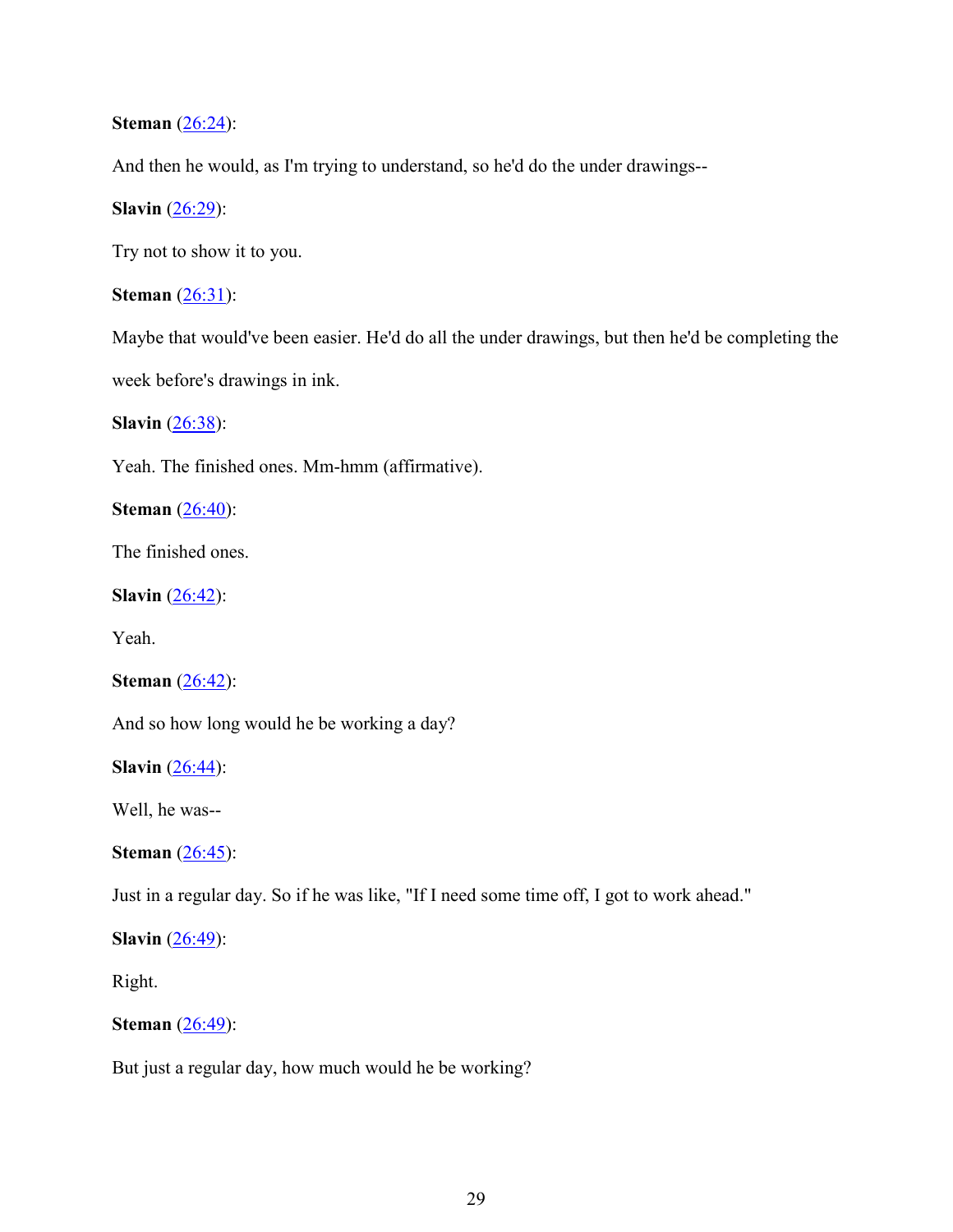**Steman** ([26:24](#)):

And then he would, as I'm trying to understand, so he'd do the under drawings--

**Slavin** ([26:29](#)):

Try not to show it to you.

**Steman** ([26:31](#)):

Maybe that would've been easier. He'd do all the under drawings, but then he'd be completing the week before's drawings in ink.

**Slavin** ([26:38](#)):

Yeah. The finished ones. Mm-hmm (affirmative).

**Steman** ([26:40](#)):

The finished ones.

**Slavin** ([26:42](#)):

Yeah.

**Steman** ([26:42](#)):

And so how long would he be working a day?

**Slavin** ([26:44](#)):

Well, he was--

**Steman** ([26:45](#)):

Just in a regular day. So if he was like, "If I need some time off, I got to work ahead."

**Slavin** ([26:49](#)):

Right.

**Steman** ([26:49](#)):

But just a regular day, how much would he be working?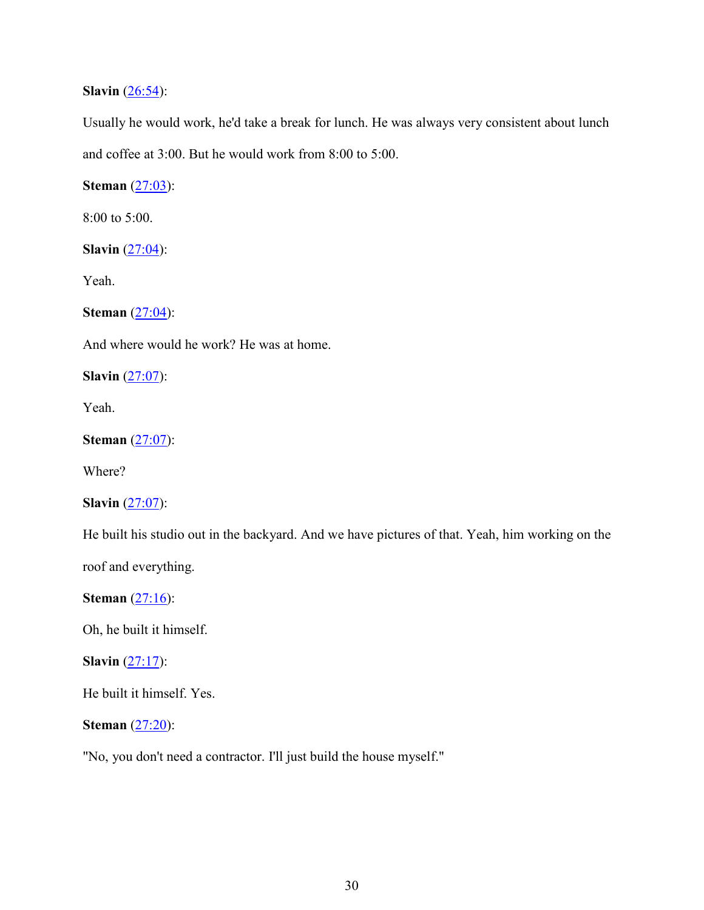**Slavin** ([26:54]()):

Usually he would work, he'd take a break for lunch. He was always very consistent about lunch and coffee at 3:00. But he would work from 8:00 to 5:00.

**Steman** ([27:03]()):

8:00 to 5:00.

**Slavin** ([27:04]()):

Yeah.

**Steman** ([27:04]()):

And where would he work? He was at home.

**Slavin** ([27:07]()):

Yeah.

**Steman** ([27:07]()):

Where?

**Slavin** ([27:07]()):

He built his studio out in the backyard. And we have pictures of that. Yeah, him working on the roof and everything.

**Steman** ([27:16]()):

Oh, he built it himself.

**Slavin** ([27:17]()):

He built it himself. Yes.

**Steman** ([27:20]()):

"No, you don't need a contractor. I'll just build the house myself."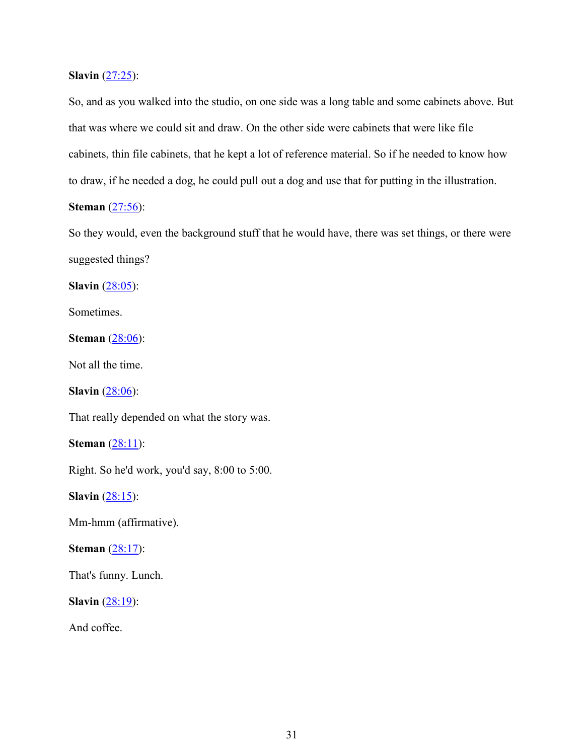**Slavin** ([27:25]):

So, and as you walked into the studio, on one side was a long table and some cabinets above. But that was where we could sit and draw. On the other side were cabinets that were like file cabinets, thin file cabinets, that he kept a lot of reference material. So if he needed to know how to draw, if he needed a dog, he could pull out a dog and use that for putting in the illustration.

**Steman** ([27:56]):

So they would, even the background stuff that he would have, there was set things, or there were suggested things?

**Slavin** ([28:05]):

Sometimes.

**Steman** ([28:06]):

Not all the time.

**Slavin** ([28:06]):

That really depended on what the story was.

**Steman** ([28:11]):

Right. So he'd work, you'd say, 8:00 to 5:00.

**Slavin** ([28:15]):

Mm-hmm (affirmative).

**Steman** ([28:17]):

That's funny. Lunch.

**Slavin** ([28:19]):

And coffee.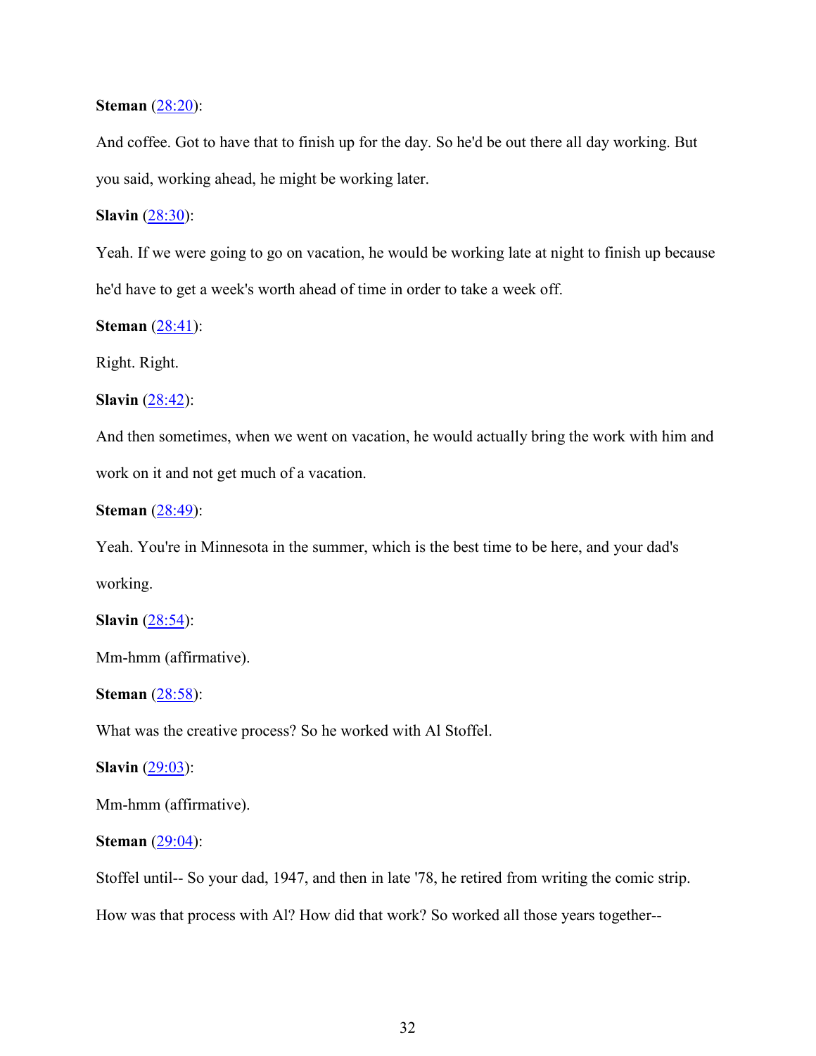**Steman** ([28:20]()):

And coffee. Got to have that to finish up for the day. So he'd be out there all day working. But you said, working ahead, he might be working later.

**Slavin** ([28:30]()):

Yeah. If we were going to go on vacation, he would be working late at night to finish up because he'd have to get a week's worth ahead of time in order to take a week off.

**Steman** ([28:41]()):

Right. Right.

**Slavin** ([28:42]()):

And then sometimes, when we went on vacation, he would actually bring the work with him and work on it and not get much of a vacation.

**Steman** ([28:49]()):

Yeah. You're in Minnesota in the summer, which is the best time to be here, and your dad's working.

**Slavin** ([28:54]()):

Mm-hmm (affirmative).

**Steman** ([28:58]()):

What was the creative process? So he worked with Al Stoffel.

**Slavin** ([29:03]()):

Mm-hmm (affirmative).

**Steman** ([29:04]()):

Stoffel until-- So your dad, 1947, and then in late '78, he retired from writing the comic strip. How was that process with Al? How did that work? So worked all those years together--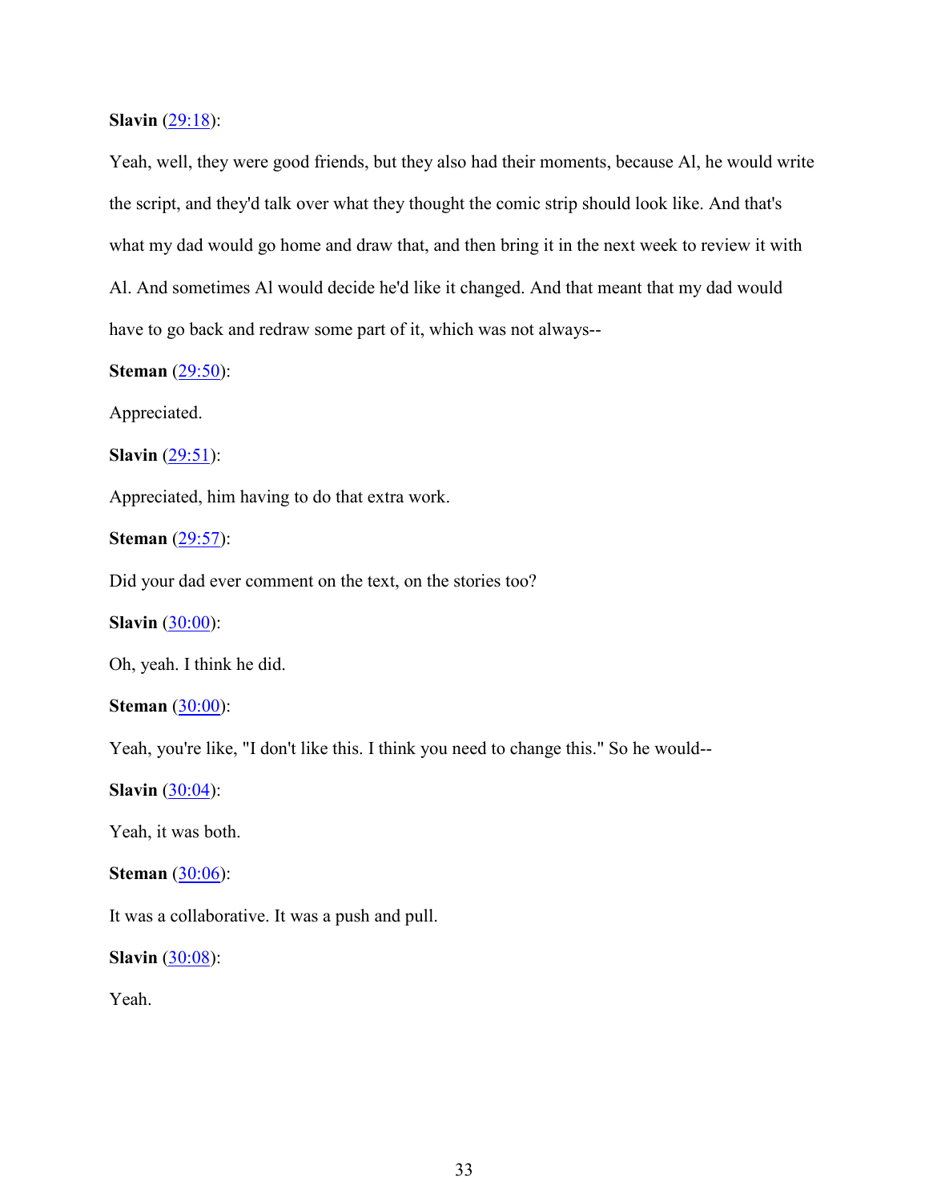**Slavin** ([29:18](#)):

Yeah, well, they were good friends, but they also had their moments, because Al, he would write the script, and they'd talk over what they thought the comic strip should look like. And that's what my dad would go home and draw that, and then bring it in the next week to review it with Al. And sometimes Al would decide he'd like it changed. And that meant that my dad would have to go back and redraw some part of it, which was not always--

**Steman** ([29:50](#)):

Appreciated.

**Slavin** ([29:51](#)):

Appreciated, him having to do that extra work.

**Steman** ([29:57](#)):

Did your dad ever comment on the text, on the stories too?

**Slavin** ([30:00](#)):

Oh, yeah. I think he did.

**Steman** ([30:00](#)):

Yeah, you're like, "I don't like this. I think you need to change this." So he would--

**Slavin** ([30:04](#)):

Yeah, it was both.

**Steman** ([30:06](#)):

It was a collaborative. It was a push and pull.

**Slavin** ([30:08](#)):

Yeah.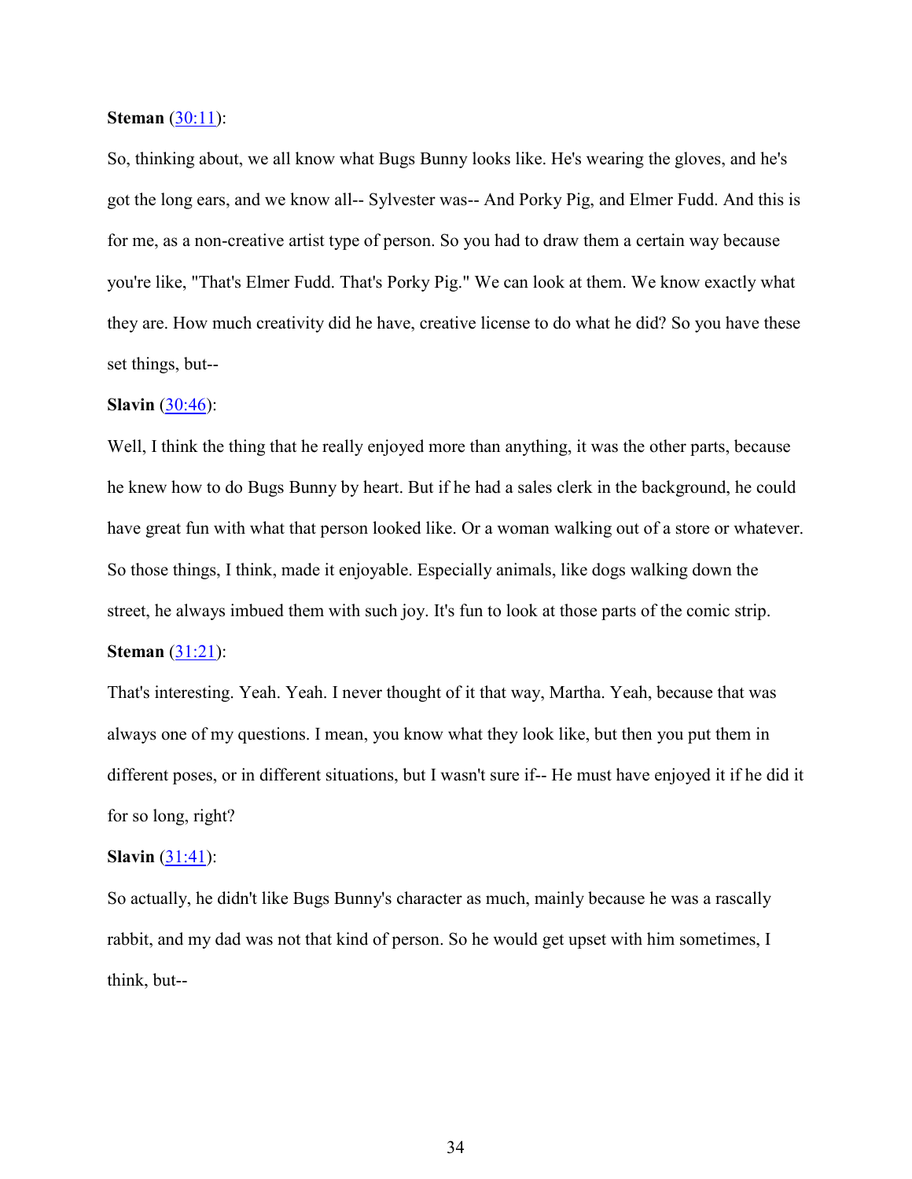**Steman** ([30:11](#)):

So, thinking about, we all know what Bugs Bunny looks like. He's wearing the gloves, and he's got the long ears, and we know all-- Sylvester was-- And Porky Pig, and Elmer Fudd. And this is for me, as a non-creative artist type of person. So you had to draw them a certain way because you're like, "That's Elmer Fudd. That's Porky Pig." We can look at them. We know exactly what they are. How much creativity did he have, creative license to do what he did? So you have these set things, but--

**Slavin** ([30:46](#)):

Well, I think the thing that he really enjoyed more than anything, it was the other parts, because he knew how to do Bugs Bunny by heart. But if he had a sales clerk in the background, he could have great fun with what that person looked like. Or a woman walking out of a store or whatever. So those things, I think, made it enjoyable. Especially animals, like dogs walking down the street, he always imbued them with such joy. It's fun to look at those parts of the comic strip.

**Steman** ([31:21](#)):

That's interesting. Yeah. Yeah. I never thought of it that way, Martha. Yeah, because that was always one of my questions. I mean, you know what they look like, but then you put them in different poses, or in different situations, but I wasn't sure if-- He must have enjoyed it if he did it for so long, right?

**Slavin** ([31:41](#)):

So actually, he didn't like Bugs Bunny's character as much, mainly because he was a rascally rabbit, and my dad was not that kind of person. So he would get upset with him sometimes, I think, but--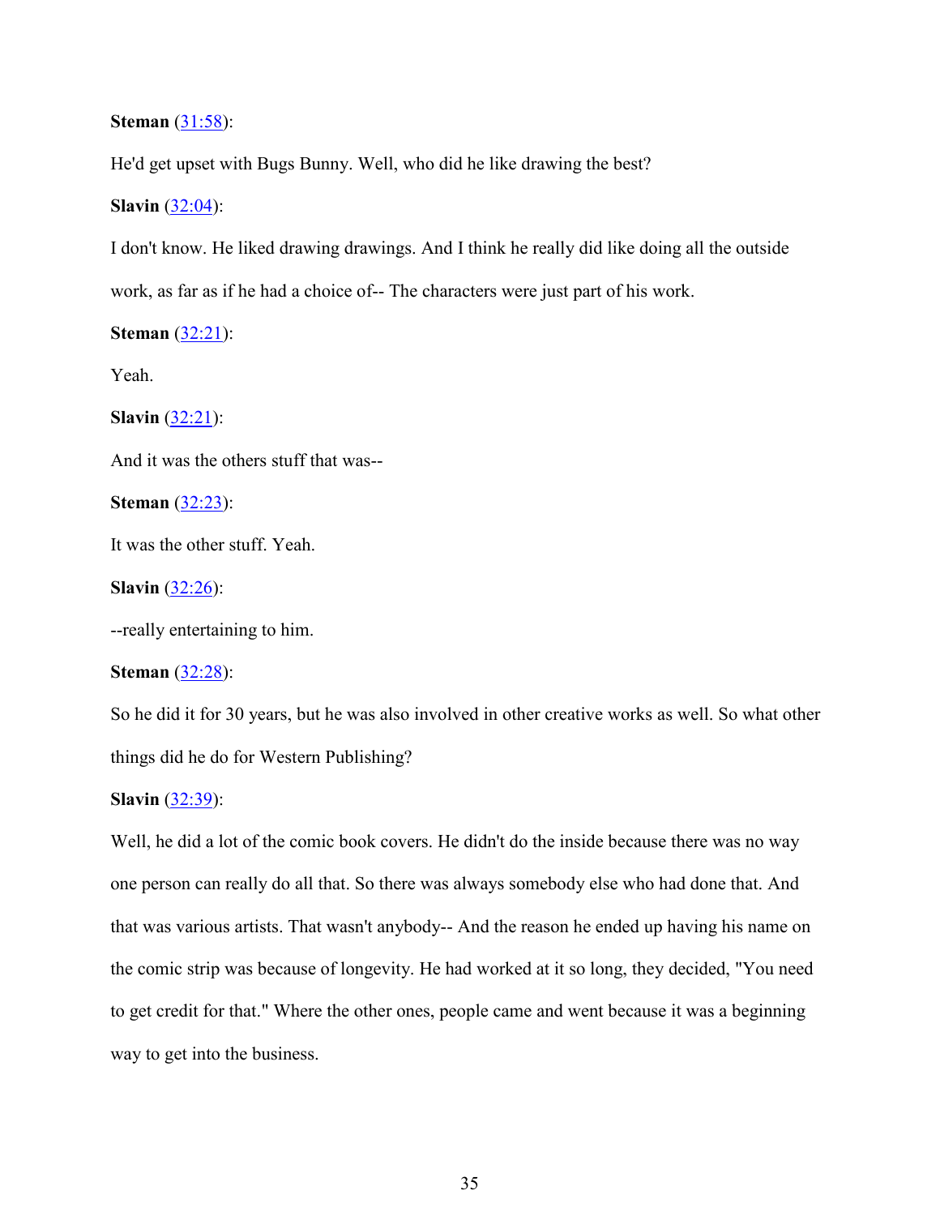**Steman** (31:58):

He'd get upset with Bugs Bunny. Well, who did he like drawing the best?

**Slavin** (32:04):

I don't know. He liked drawing drawings. And I think he really did like doing all the outside work, as far as if he had a choice of-- The characters were just part of his work.

**Steman** (32:21):

Yeah.

**Slavin** (32:21):

And it was the others stuff that was--

**Steman** (32:23):

It was the other stuff. Yeah.

**Slavin** (32:26):

--really entertaining to him.

**Steman** (32:28):

So he did it for 30 years, but he was also involved in other creative works as well. So what other things did he do for Western Publishing?

**Slavin** (32:39):

Well, he did a lot of the comic book covers. He didn't do the inside because there was no way one person can really do all that. So there was always somebody else who had done that. And that was various artists. That wasn't anybody-- And the reason he ended up having his name on the comic strip was because of longevity. He had worked at it so long, they decided, "You need to get credit for that." Where the other ones, people came and went because it was a beginning way to get into the business.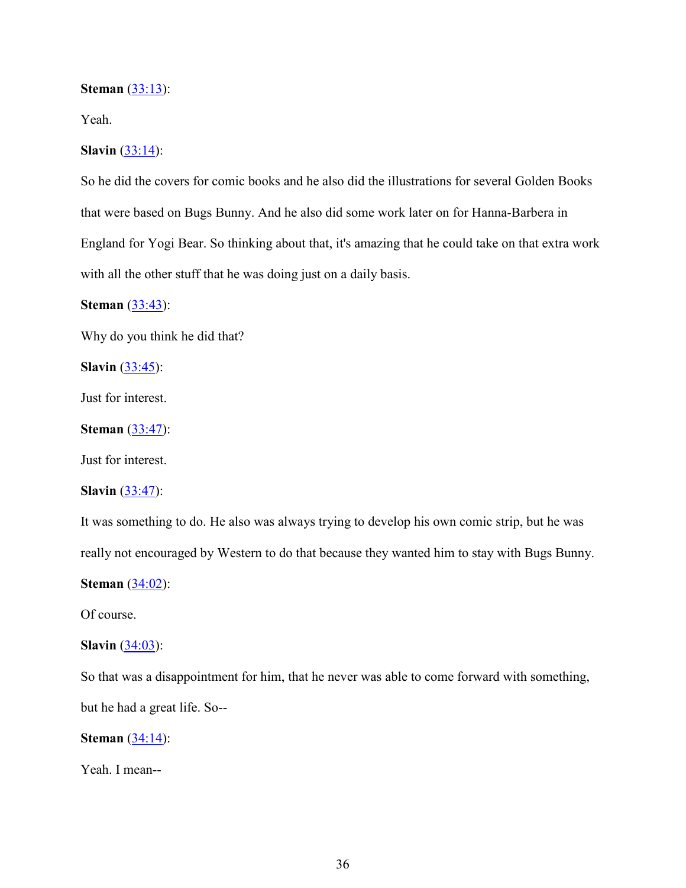**Steman** (33:13):

Yeah.

**Slavin** (33:14):

So he did the covers for comic books and he also did the illustrations for several Golden Books that were based on Bugs Bunny. And he also did some work later on for Hanna-Barbera in England for Yogi Bear. So thinking about that, it's amazing that he could take on that extra work with all the other stuff that he was doing just on a daily basis.

**Steman** (33:43):

Why do you think he did that?

**Slavin** (33:45):

Just for interest.

**Steman** (33:47):

Just for interest.

**Slavin** (33:47):

It was something to do. He also was always trying to develop his own comic strip, but he was really not encouraged by Western to do that because they wanted him to stay with Bugs Bunny.

**Steman** (34:02):

Of course.

**Slavin** (34:03):

So that was a disappointment for him, that he never was able to come forward with something, but he had a great life. So--

**Steman** (34:14):

Yeah. I mean--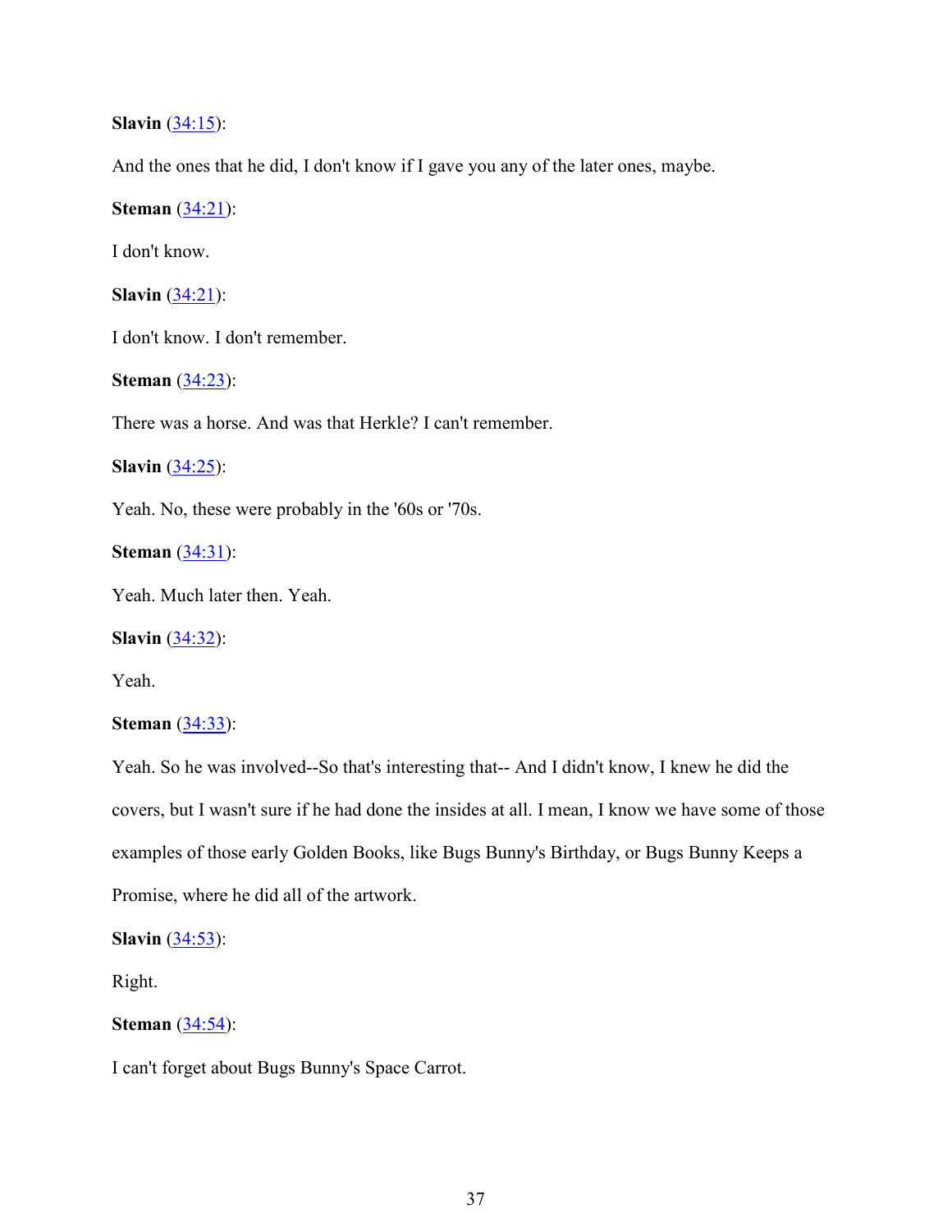**Slavin** (34:15):

And the ones that he did, I don't know if I gave you any of the later ones, maybe.

**Steman** (34:21):

I don't know.

**Slavin** (34:21):

I don't know. I don't remember.

**Steman** (34:23):

There was a horse. And was that Herkle? I can't remember.

**Slavin** (34:25):

Yeah. No, these were probably in the '60s or '70s.

**Steman** (34:31):

Yeah. Much later then. Yeah.

**Slavin** (34:32):

Yeah.

**Steman** (34:33):

Yeah. So he was involved--So that's interesting that-- And I didn't know, I knew he did the covers, but I wasn't sure if he had done the insides at all. I mean, I know we have some of those examples of those early Golden Books, like Bugs Bunny's Birthday, or Bugs Bunny Keeps a Promise, where he did all of the artwork.

**Slavin** (34:53):

Right.

**Steman** (34:54):

I can't forget about Bugs Bunny's Space Carrot.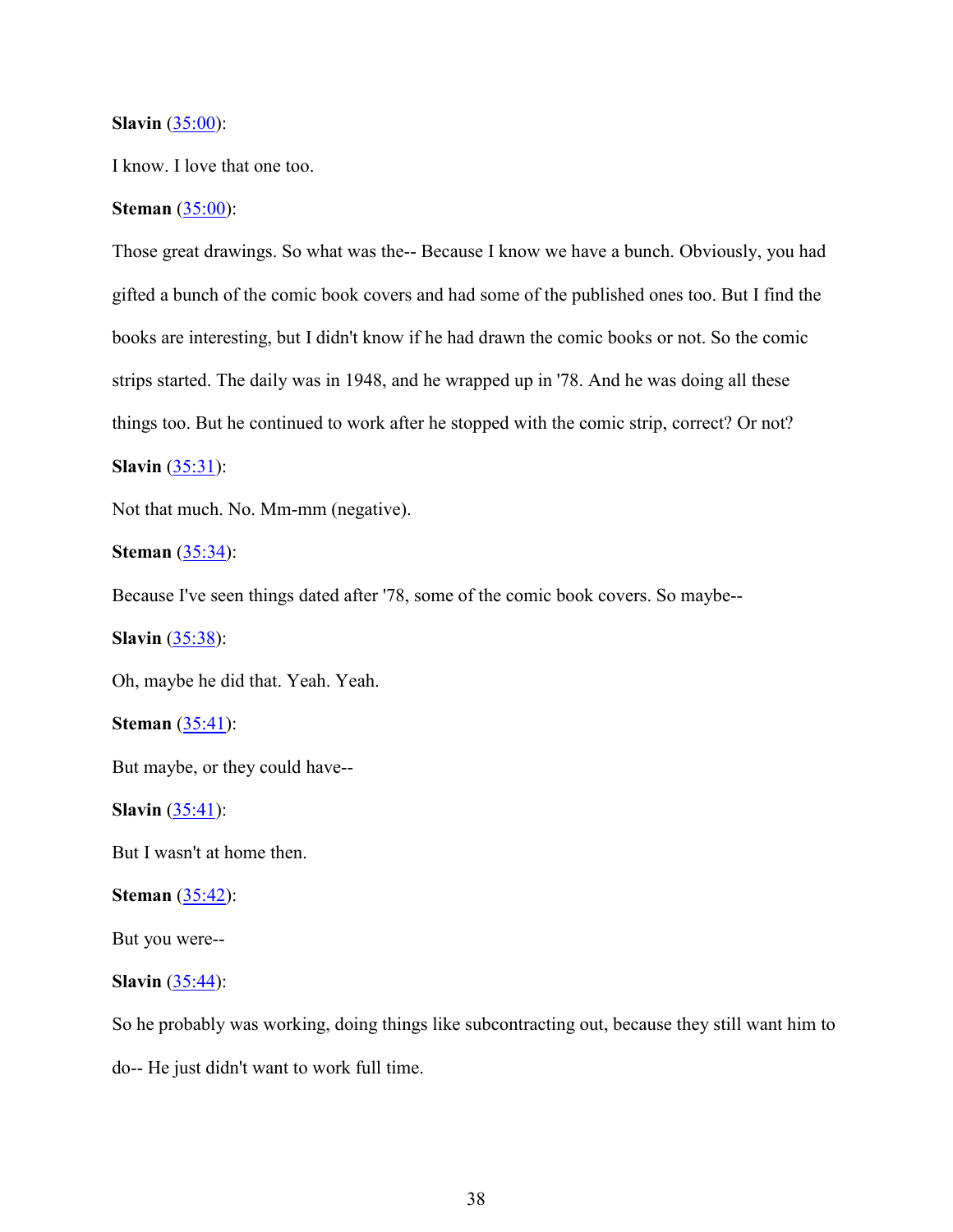**Slavin** (35:00):

I know. I love that one too.

**Steman** (35:00):

Those great drawings. So what was the-- Because I know we have a bunch. Obviously, you had gifted a bunch of the comic book covers and had some of the published ones too. But I find the books are interesting, but I didn't know if he had drawn the comic books or not. So the comic strips started. The daily was in 1948, and he wrapped up in '78. And he was doing all these things too. But he continued to work after he stopped with the comic strip, correct? Or not?

**Slavin** (35:31):

Not that much. No. Mm-mm (negative).

**Steman** (35:34):

Because I've seen things dated after '78, some of the comic book covers. So maybe--

**Slavin** (35:38):

Oh, maybe he did that. Yeah. Yeah.

**Steman** (35:41):

But maybe, or they could have--

**Slavin** (35:41):

But I wasn't at home then.

**Steman** (35:42):

But you were--

**Slavin** (35:44):

So he probably was working, doing things like subcontracting out, because they still want him to do-- He just didn't want to work full time.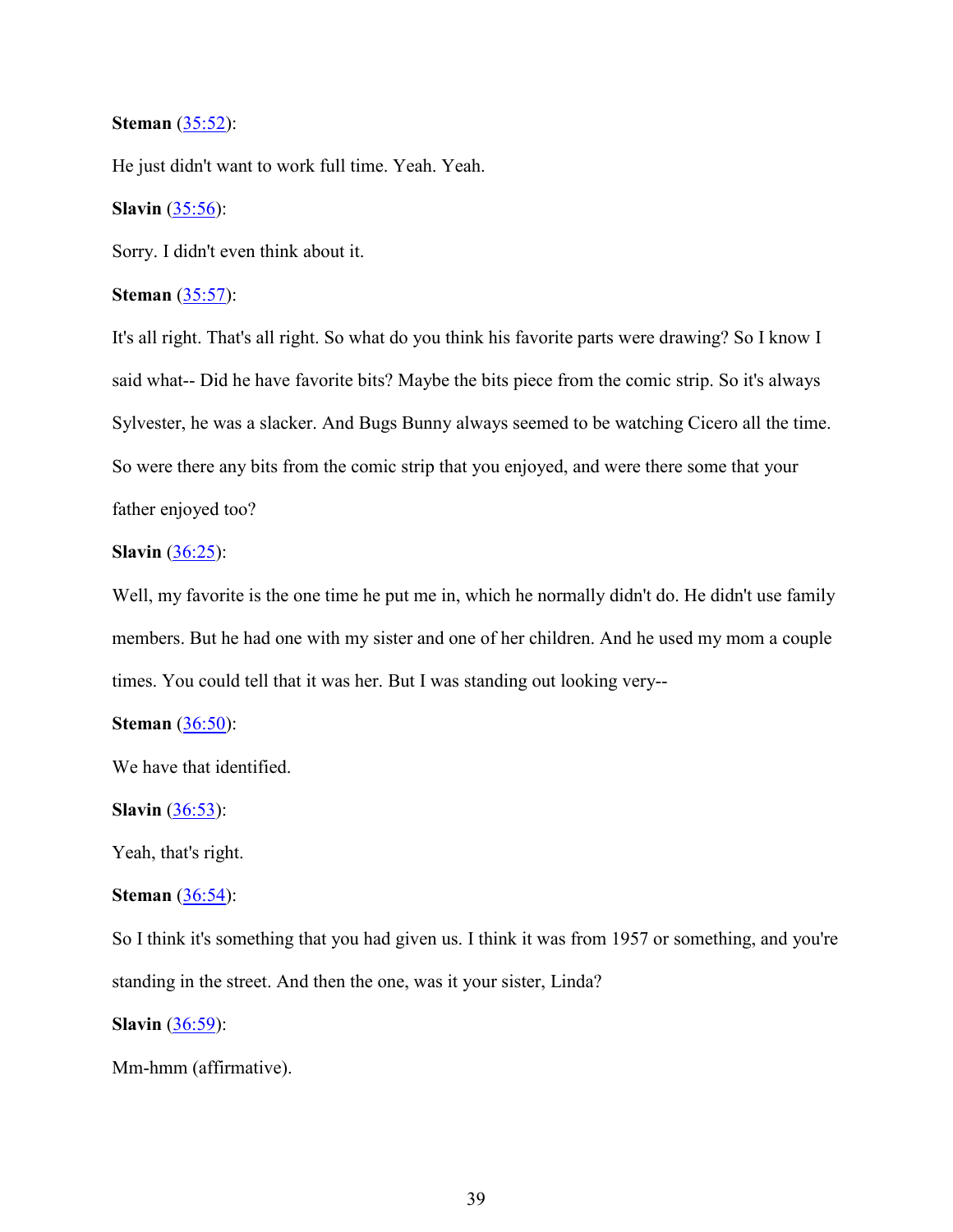**Steman** ([35:52](#)):

He just didn't want to work full time. Yeah. Yeah.

**Slavin** ([35:56](#)):

Sorry. I didn't even think about it.

**Steman** ([35:57](#)):

It's all right. That's all right. So what do you think his favorite parts were drawing? So I know I said what-- Did he have favorite bits? Maybe the bits piece from the comic strip. So it's always Sylvester, he was a slacker. And Bugs Bunny always seemed to be watching Cicero all the time. So were there any bits from the comic strip that you enjoyed, and were there some that your father enjoyed too?

**Slavin** ([36:25](#)):

Well, my favorite is the one time he put me in, which he normally didn't do. He didn't use family members. But he had one with my sister and one of her children. And he used my mom a couple times. You could tell that it was her. But I was standing out looking very--

**Steman** ([36:50](#)):

We have that identified.

**Slavin** ([36:53](#)):

Yeah, that's right.

**Steman** ([36:54](#)):

So I think it's something that you had given us. I think it was from 1957 or something, and you're standing in the street. And then the one, was it your sister, Linda?

**Slavin** ([36:59](#)):

Mm-hmm (affirmative).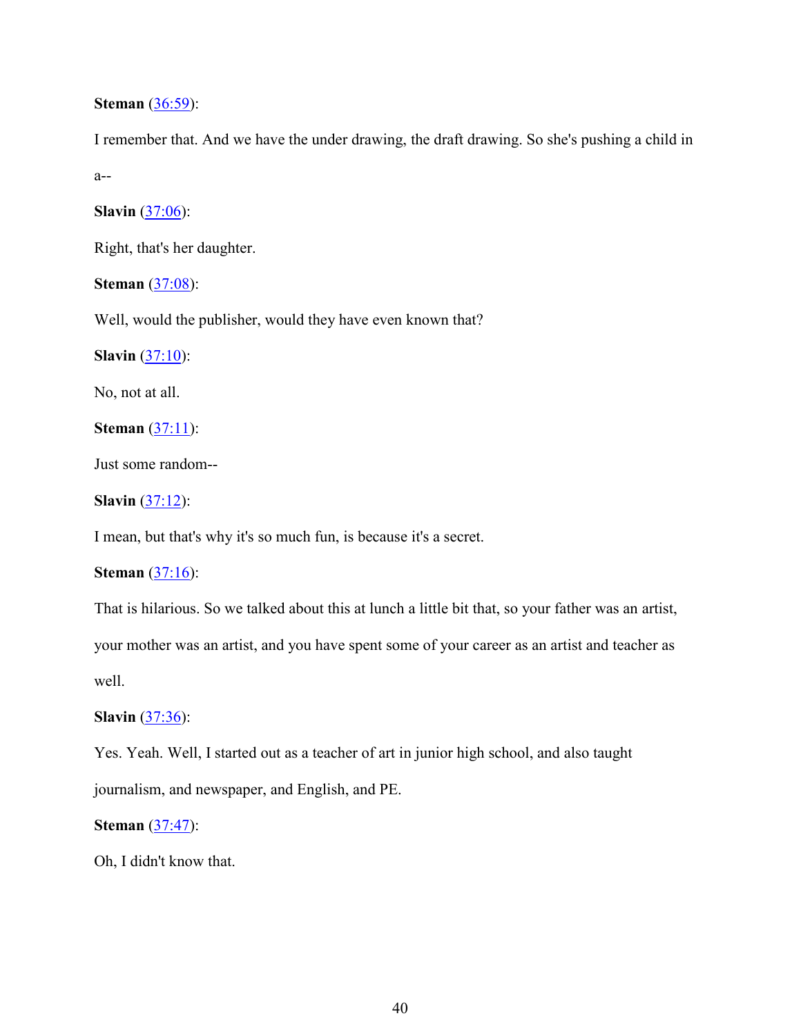**Steman** ([36:59]):

I remember that. And we have the under drawing, the draft drawing. So she's pushing a child in a--

**Slavin** ([37:06]):

Right, that's her daughter.

**Steman** ([37:08]):

Well, would the publisher, would they have even known that?

**Slavin** ([37:10]):

No, not at all.

**Steman** ([37:11]):

Just some random--

**Slavin** ([37:12]):

I mean, but that's why it's so much fun, is because it's a secret.

**Steman** ([37:16]):

That is hilarious. So we talked about this at lunch a little bit that, so your father was an artist, your mother was an artist, and you have spent some of your career as an artist and teacher as well.

**Slavin** ([37:36]):

Yes. Yeah. Well, I started out as a teacher of art in junior high school, and also taught journalism, and newspaper, and English, and PE.

**Steman** ([37:47]):

Oh, I didn't know that.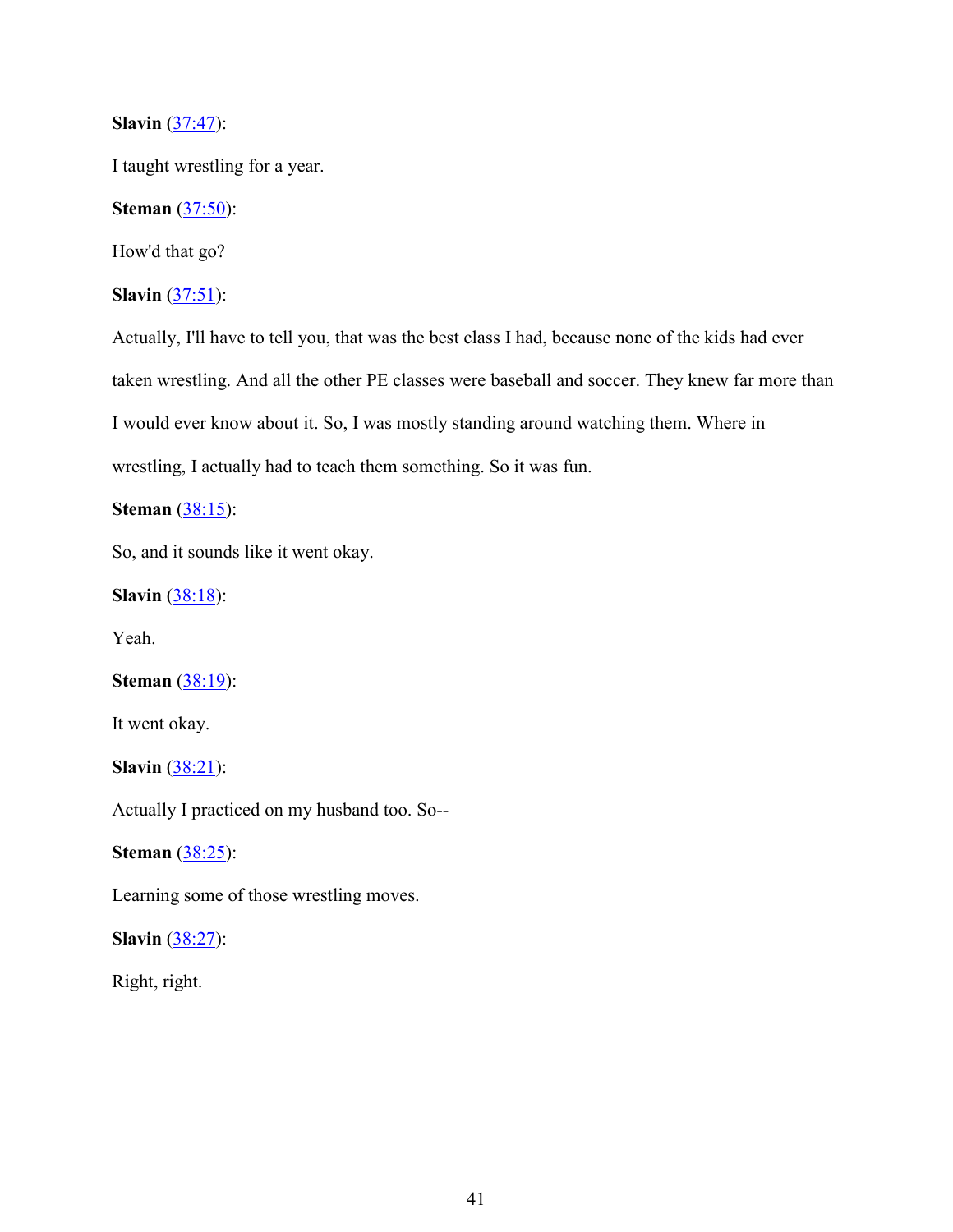**Slavin** (37:47):

I taught wrestling for a year.

**Steman** (37:50):

How'd that go?

**Slavin** (37:51):

Actually, I'll have to tell you, that was the best class I had, because none of the kids had ever taken wrestling. And all the other PE classes were baseball and soccer. They knew far more than I would ever know about it. So, I was mostly standing around watching them. Where in wrestling, I actually had to teach them something. So it was fun.

**Steman** (38:15):

So, and it sounds like it went okay.

**Slavin** (38:18):

Yeah.

**Steman** (38:19):

It went okay.

**Slavin** (38:21):

Actually I practiced on my husband too. So--

**Steman** (38:25):

Learning some of those wrestling moves.

**Slavin** (38:27):

Right, right.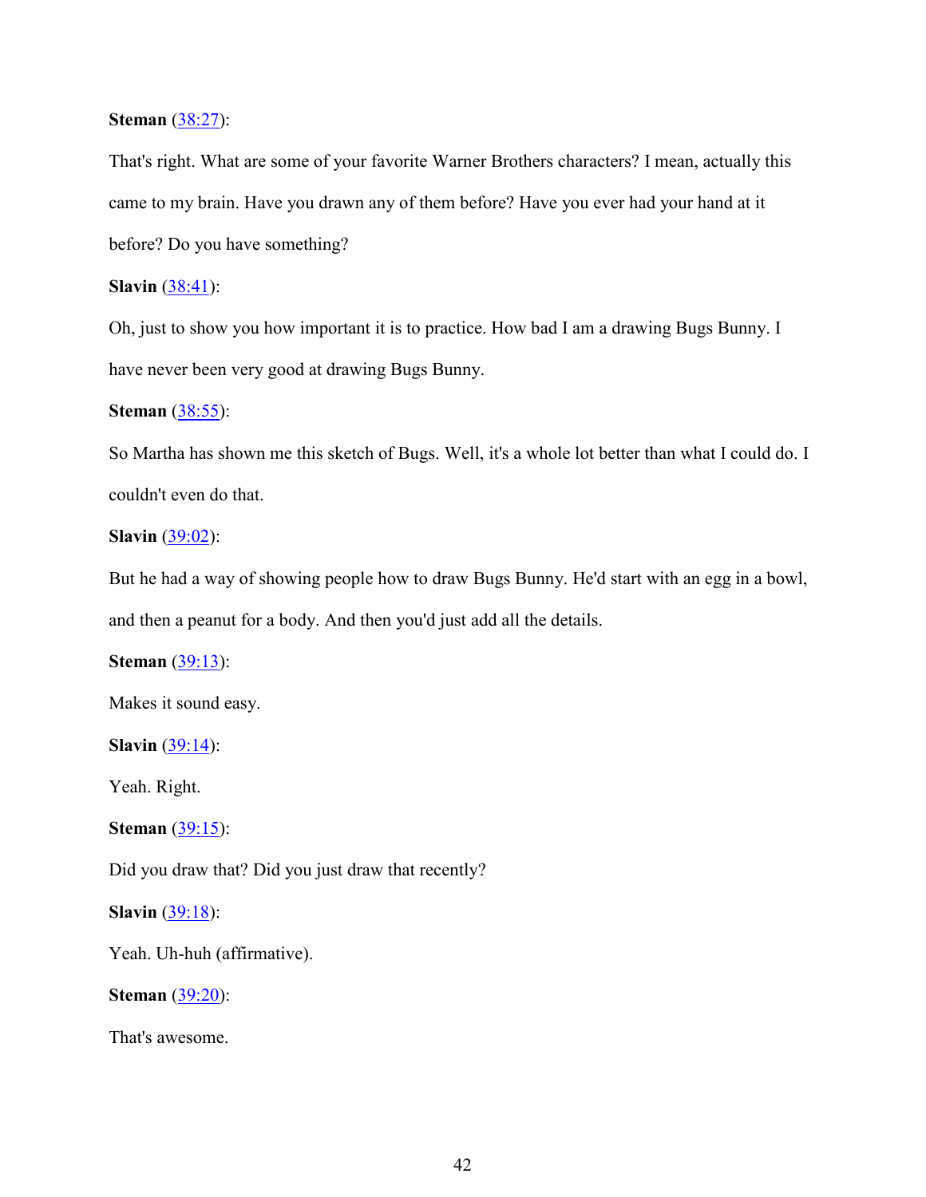**Steman** ([38:27](#)):

That's right. What are some of your favorite Warner Brothers characters? I mean, actually this came to my brain. Have you drawn any of them before? Have you ever had your hand at it before? Do you have something?

**Slavin** ([38:41](#)):

Oh, just to show you how important it is to practice. How bad I am a drawing Bugs Bunny. I have never been very good at drawing Bugs Bunny.

**Steman** ([38:55](#)):

So Martha has shown me this sketch of Bugs. Well, it's a whole lot better than what I could do. I couldn't even do that.

**Slavin** ([39:02](#)):

But he had a way of showing people how to draw Bugs Bunny. He'd start with an egg in a bowl, and then a peanut for a body. And then you'd just add all the details.

**Steman** ([39:13](#)):

Makes it sound easy.

**Slavin** ([39:14](#)):

Yeah. Right.

**Steman** ([39:15](#)):

Did you draw that? Did you just draw that recently?

**Slavin** ([39:18](#)):

Yeah. Uh-huh (affirmative).

**Steman** ([39:20](#)):

That's awesome.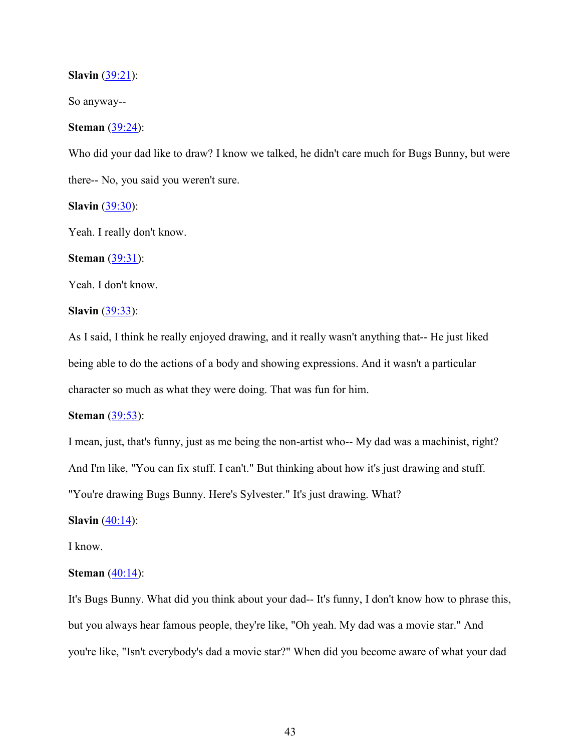**Slavin** ([39:21]):

So anyway--

**Steman** ([39:24]):

Who did your dad like to draw? I know we talked, he didn't care much for Bugs Bunny, but were there-- No, you said you weren't sure.

**Slavin** ([39:30]):

Yeah. I really don't know.

**Steman** ([39:31]):

Yeah. I don't know.

**Slavin** ([39:33]):

As I said, I think he really enjoyed drawing, and it really wasn't anything that-- He just liked being able to do the actions of a body and showing expressions. And it wasn't a particular character so much as what they were doing. That was fun for him.

**Steman** ([39:53]):

I mean, just, that's funny, just as me being the non-artist who-- My dad was a machinist, right? And I'm like, "You can fix stuff. I can't." But thinking about how it's just drawing and stuff. "You're drawing Bugs Bunny. Here's Sylvester." It's just drawing. What?

**Slavin** ([40:14]):

I know.

**Steman** ([40:14]):

It's Bugs Bunny. What did you think about your dad-- It's funny, I don't know how to phrase this, but you always hear famous people, they're like, "Oh yeah. My dad was a movie star." And you're like, "Isn't everybody's dad a movie star?" When did you become aware of what your dad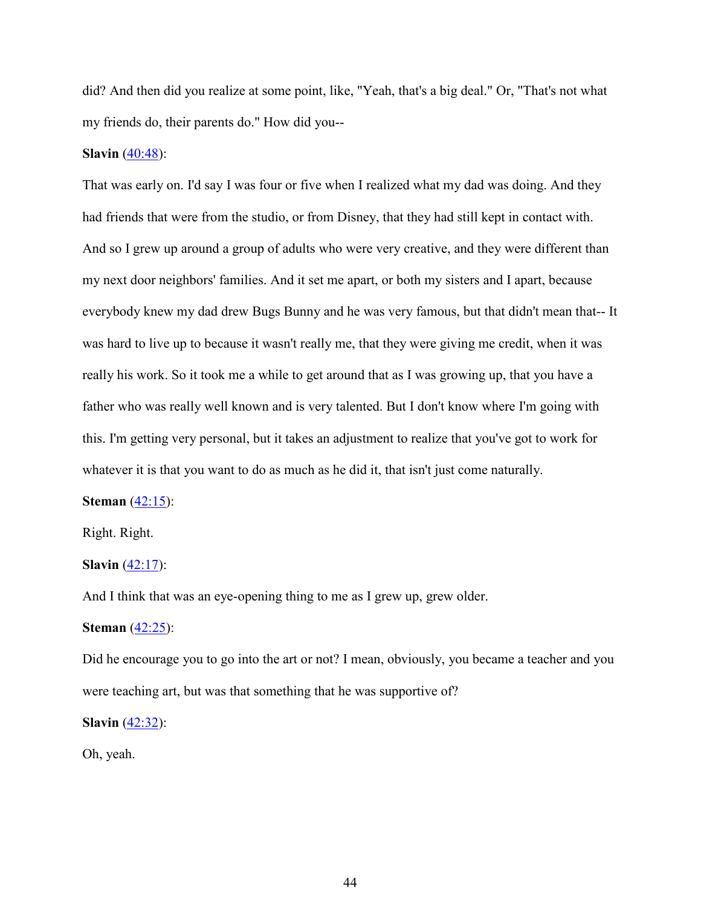did? And then did you realize at some point, like, "Yeah, that's a big deal." Or, "That's not what my friends do, their parents do." How did you--

**Slavin** (40:48):

That was early on. I'd say I was four or five when I realized what my dad was doing. And they had friends that were from the studio, or from Disney, that they had still kept in contact with. And so I grew up around a group of adults who were very creative, and they were different than my next door neighbors' families. And it set me apart, or both my sisters and I apart, because everybody knew my dad drew Bugs Bunny and he was very famous, but that didn't mean that-- It was hard to live up to because it wasn't really me, that they were giving me credit, when it was really his work. So it took me a while to get around that as I was growing up, that you have a father who was really well known and is very talented. But I don't know where I'm going with this. I'm getting very personal, but it takes an adjustment to realize that you've got to work for whatever it is that you want to do as much as he did it, that isn't just come naturally.

**Steman** (42:15):

Right. Right.

**Slavin** (42:17):

And I think that was an eye-opening thing to me as I grew up, grew older.

**Steman** (42:25):

Did he encourage you to go into the art or not? I mean, obviously, you became a teacher and you were teaching art, but was that something that he was supportive of?

**Slavin** (42:32):

Oh, yeah.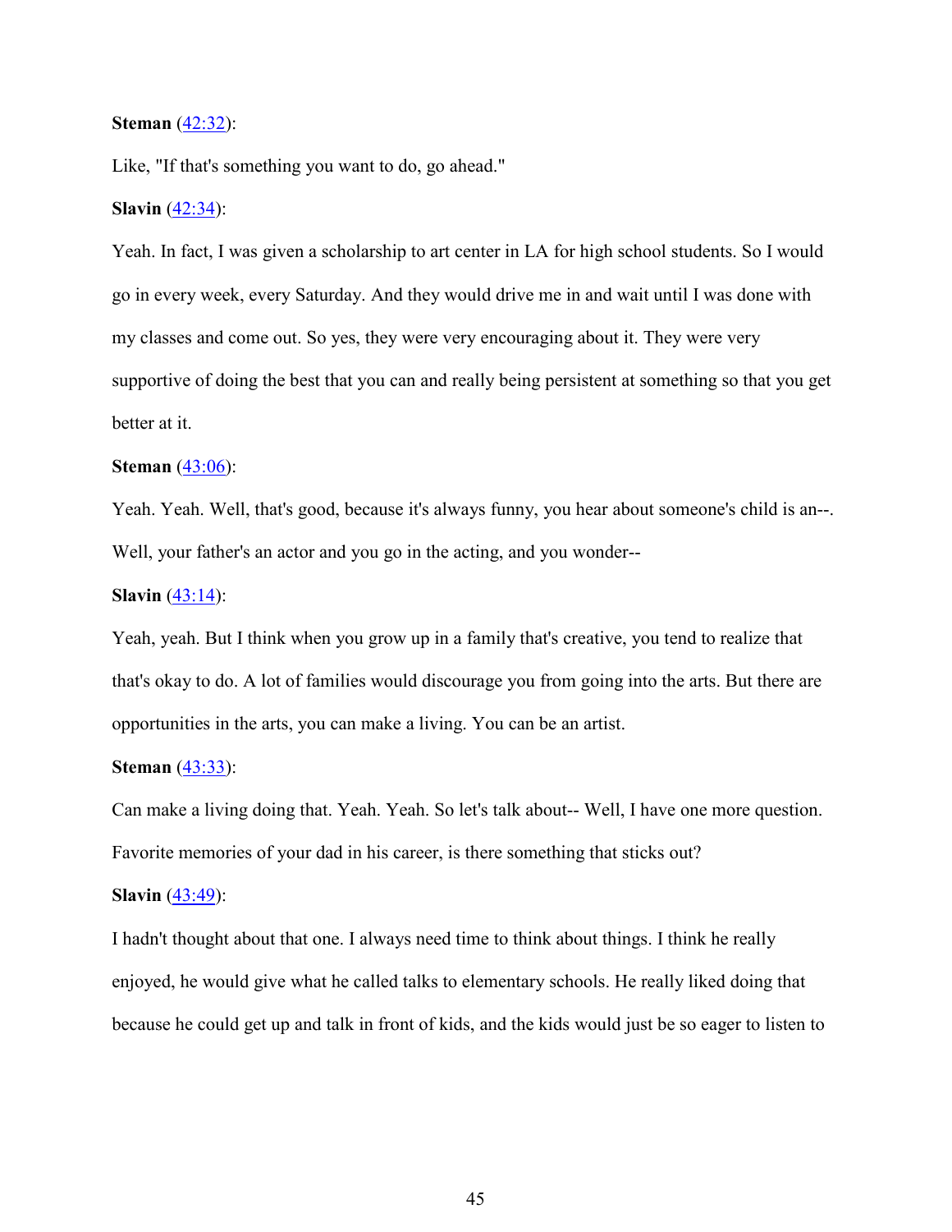**Steman** ([42:32](42:32)):

Like, "If that's something you want to do, go ahead."

**Slavin** ([42:34](42:34)):

Yeah. In fact, I was given a scholarship to art center in LA for high school students. So I would go in every week, every Saturday. And they would drive me in and wait until I was done with my classes and come out. So yes, they were very encouraging about it. They were very supportive of doing the best that you can and really being persistent at something so that you get better at it.

**Steman** ([43:06](43:06)):

Yeah. Yeah. Well, that's good, because it's always funny, you hear about someone's child is an--. Well, your father's an actor and you go in the acting, and you wonder--

**Slavin** ([43:14](43:14)):

Yeah, yeah. But I think when you grow up in a family that's creative, you tend to realize that that's okay to do. A lot of families would discourage you from going into the arts. But there are opportunities in the arts, you can make a living. You can be an artist.

**Steman** ([43:33](43:33)):

Can make a living doing that. Yeah. Yeah. So let's talk about-- Well, I have one more question. Favorite memories of your dad in his career, is there something that sticks out?

**Slavin** ([43:49](43:49)):

I hadn't thought about that one. I always need time to think about things. I think he really enjoyed, he would give what he called talks to elementary schools. He really liked doing that because he could get up and talk in front of kids, and the kids would just be so eager to listen to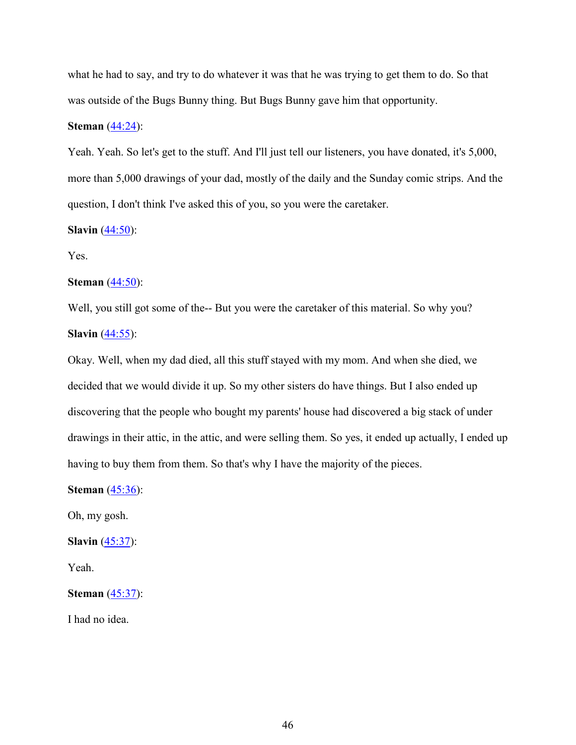what he had to say, and try to do whatever it was that he was trying to get them to do. So that was outside of the Bugs Bunny thing. But Bugs Bunny gave him that opportunity.

**Steman** (44:24):

Yeah. Yeah. So let's get to the stuff. And I'll just tell our listeners, you have donated, it's 5,000, more than 5,000 drawings of your dad, mostly of the daily and the Sunday comic strips. And the question, I don't think I've asked this of you, so you were the caretaker.

**Slavin** (44:50):

Yes.

**Steman** (44:50):

Well, you still got some of the-- But you were the caretaker of this material. So why you?

**Slavin** (44:55):

Okay. Well, when my dad died, all this stuff stayed with my mom. And when she died, we decided that we would divide it up. So my other sisters do have things. But I also ended up discovering that the people who bought my parents' house had discovered a big stack of under drawings in their attic, in the attic, and were selling them. So yes, it ended up actually, I ended up having to buy them from them. So that's why I have the majority of the pieces.

**Steman** (45:36):

Oh, my gosh.

**Slavin** (45:37):

Yeah.

**Steman** (45:37):

I had no idea.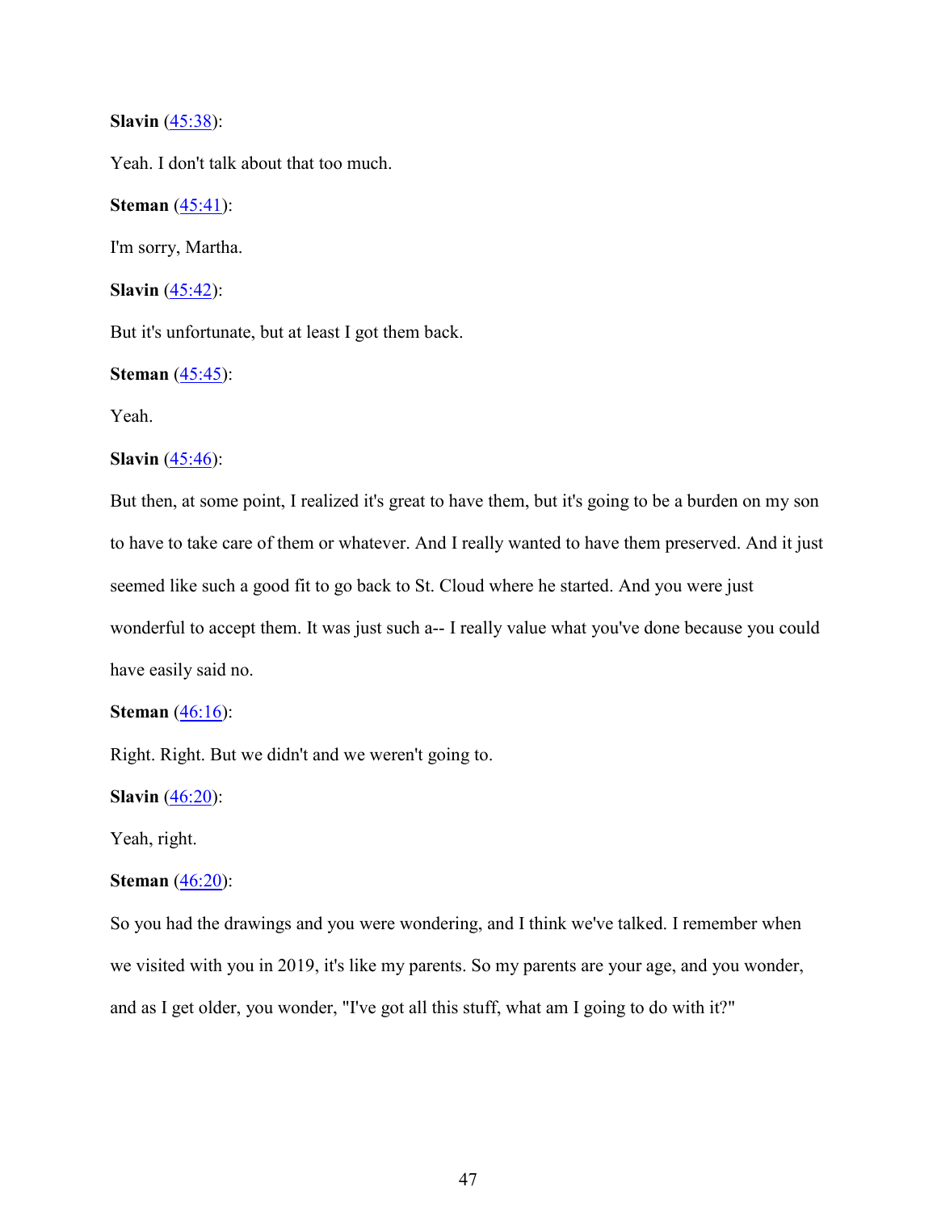**Slavin** (45:38):

Yeah. I don't talk about that too much.

**Steman** (45:41):

I'm sorry, Martha.

**Slavin** (45:42):

But it's unfortunate, but at least I got them back.

**Steman** (45:45):

Yeah.

**Slavin** (45:46):

But then, at some point, I realized it's great to have them, but it's going to be a burden on my son to have to take care of them or whatever. And I really wanted to have them preserved. And it just seemed like such a good fit to go back to St. Cloud where he started. And you were just wonderful to accept them. It was just such a-- I really value what you've done because you could have easily said no.

**Steman** (46:16):

Right. Right. But we didn't and we weren't going to.

**Slavin** (46:20):

Yeah, right.

**Steman** (46:20):

So you had the drawings and you were wondering, and I think we've talked. I remember when we visited with you in 2019, it's like my parents. So my parents are your age, and you wonder, and as I get older, you wonder, "I've got all this stuff, what am I going to do with it?"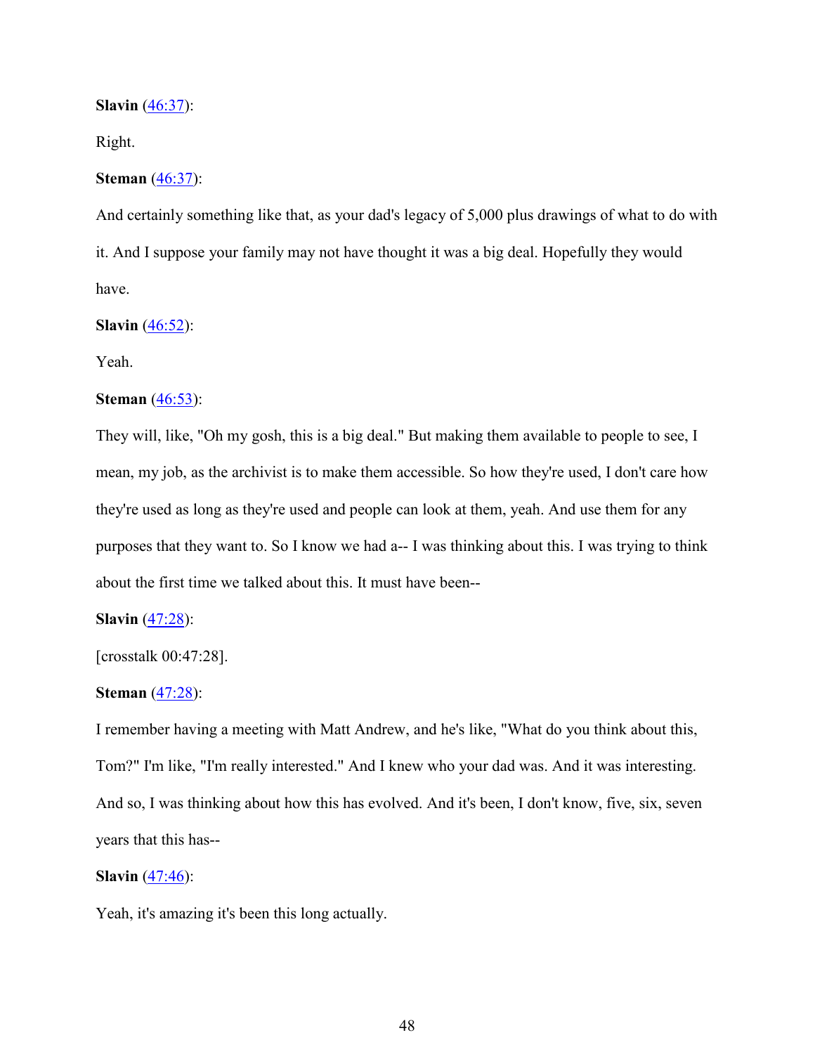**Slavin** ([46:37](#)):

Right.

**Steman** ([46:37](#)):

And certainly something like that, as your dad's legacy of 5,000 plus drawings of what to do with it. And I suppose your family may not have thought it was a big deal. Hopefully they would have.

**Slavin** ([46:52](#)):

Yeah.

**Steman** ([46:53](#)):

They will, like, "Oh my gosh, this is a big deal." But making them available to people to see, I mean, my job, as the archivist is to make them accessible. So how they're used, I don't care how they're used as long as they're used and people can look at them, yeah. And use them for any purposes that they want to. So I know we had a-- I was thinking about this. I was trying to think about the first time we talked about this. It must have been--

**Slavin** ([47:28](#)):

[crosstalk 00:47:28].

**Steman** ([47:28](#)):

I remember having a meeting with Matt Andrew, and he's like, "What do you think about this, Tom?" I'm like, "I'm really interested." And I knew who your dad was. And it was interesting. And so, I was thinking about how this has evolved. And it's been, I don't know, five, six, seven years that this has--

**Slavin** ([47:46](#)):

Yeah, it's amazing it's been this long actually.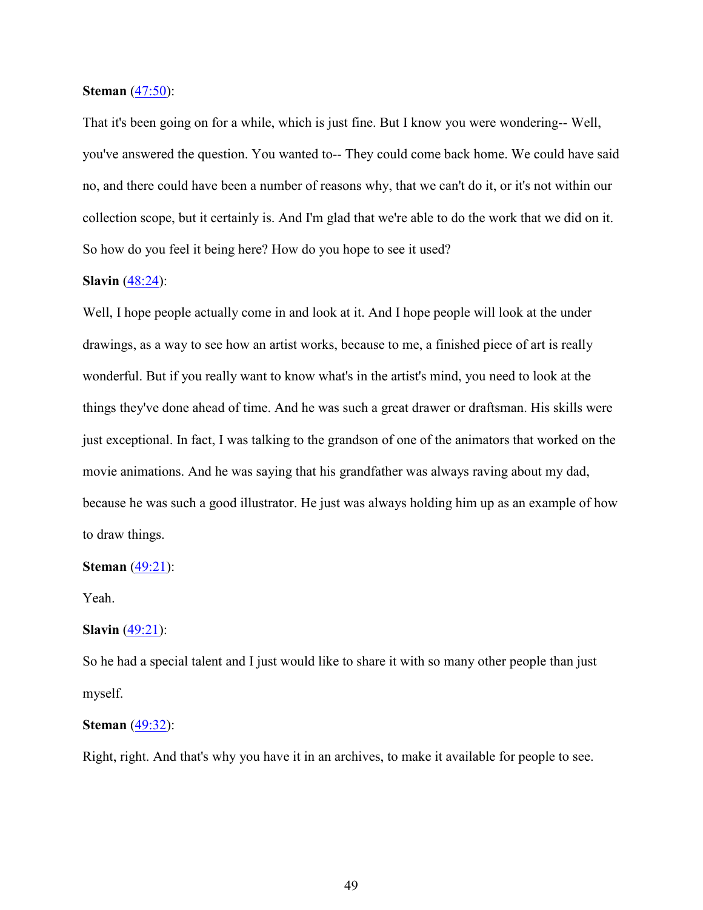**Steman** ([47:50]):

That it's been going on for a while, which is just fine. But I know you were wondering-- Well, you've answered the question. You wanted to-- They could come back home. We could have said no, and there could have been a number of reasons why, that we can't do it, or it's not within our collection scope, but it certainly is. And I'm glad that we're able to do the work that we did on it. So how do you feel it being here? How do you hope to see it used?

**Slavin** ([48:24]):

Well, I hope people actually come in and look at it. And I hope people will look at the under drawings, as a way to see how an artist works, because to me, a finished piece of art is really wonderful. But if you really want to know what's in the artist's mind, you need to look at the things they've done ahead of time. And he was such a great drawer or draftsman. His skills were just exceptional. In fact, I was talking to the grandson of one of the animators that worked on the movie animations. And he was saying that his grandfather was always raving about my dad, because he was such a good illustrator. He just was always holding him up as an example of how to draw things.

**Steman** ([49:21]):

Yeah.

**Slavin** ([49:21]):

So he had a special talent and I just would like to share it with so many other people than just myself.

**Steman** ([49:32]):

Right, right. And that's why you have it in an archives, to make it available for people to see.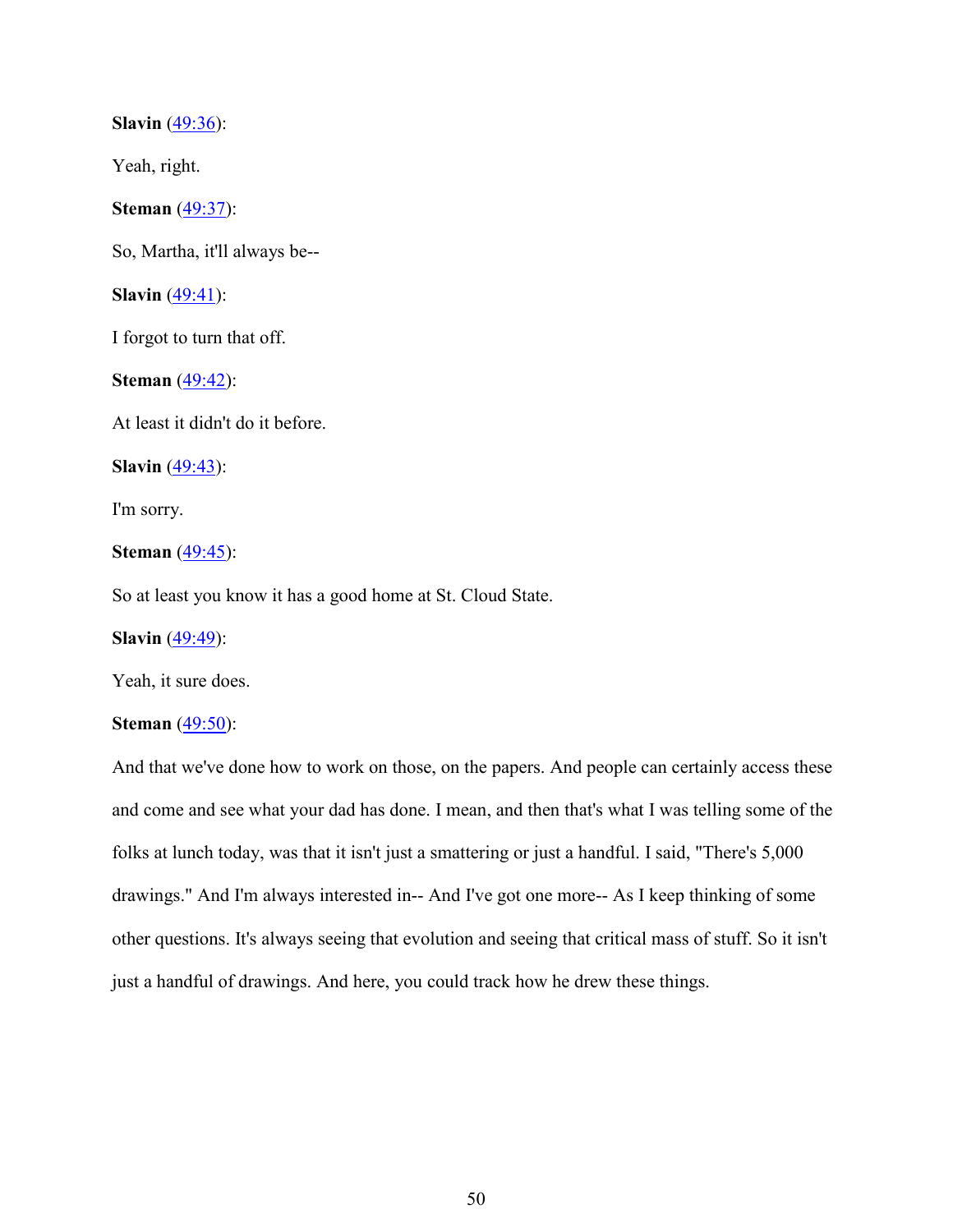**Slavin** (49:36):

Yeah, right.

**Steman** (49:37):

So, Martha, it'll always be--

**Slavin** (49:41):

I forgot to turn that off.

**Steman** (49:42):

At least it didn't do it before.

**Slavin** (49:43):

I'm sorry.

**Steman** (49:45):

So at least you know it has a good home at St. Cloud State.

**Slavin** (49:49):

Yeah, it sure does.

**Steman** (49:50):

And that we've done how to work on those, on the papers. And people can certainly access these and come and see what your dad has done. I mean, and then that's what I was telling some of the folks at lunch today, was that it isn't just a smattering or just a handful. I said, "There's 5,000 drawings." And I'm always interested in-- And I've got one more-- As I keep thinking of some other questions. It's always seeing that evolution and seeing that critical mass of stuff. So it isn't just a handful of drawings. And here, you could track how he drew these things.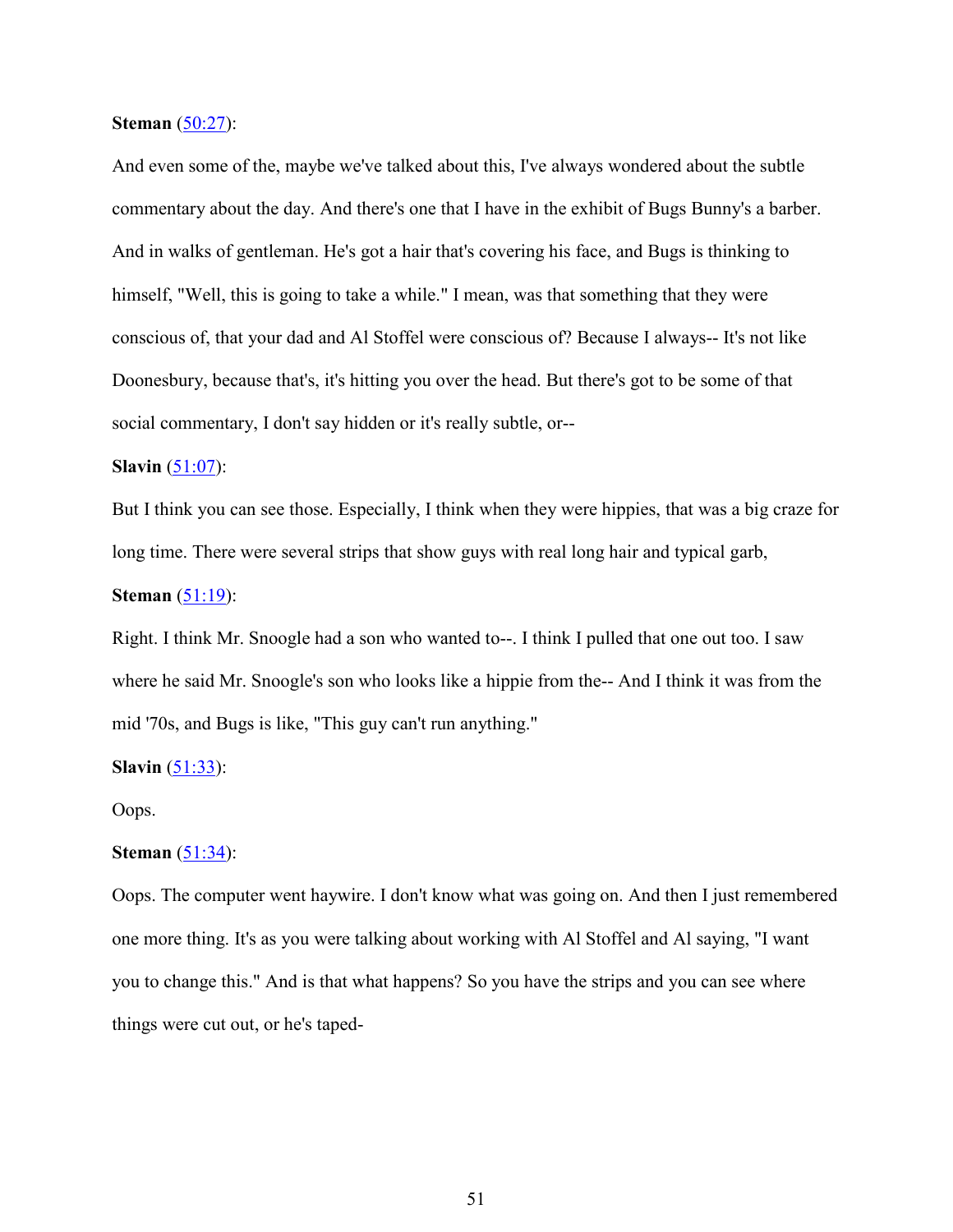**Steman** ([50:27]):

And even some of the, maybe we've talked about this, I've always wondered about the subtle commentary about the day. And there's one that I have in the exhibit of Bugs Bunny's a barber. And in walks of gentleman. He's got a hair that's covering his face, and Bugs is thinking to himself, "Well, this is going to take a while." I mean, was that something that they were conscious of, that your dad and Al Stoffel were conscious of? Because I always-- It's not like Doonesbury, because that's, it's hitting you over the head. But there's got to be some of that social commentary, I don't say hidden or it's really subtle, or--

**Slavin** ([51:07]):

But I think you can see those. Especially, I think when they were hippies, that was a big craze for long time. There were several strips that show guys with real long hair and typical garb,

**Steman** ([51:19]):

Right. I think Mr. Snoogle had a son who wanted to--. I think I pulled that one out too. I saw where he said Mr. Snoogle's son who looks like a hippie from the-- And I think it was from the mid '70s, and Bugs is like, "This guy can't run anything."

**Slavin** ([51:33]):

Oops.

**Steman** ([51:34]):

Oops. The computer went haywire. I don't know what was going on. And then I just remembered one more thing. It's as you were talking about working with Al Stoffel and Al saying, "I want you to change this." And is that what happens? So you have the strips and you can see where things were cut out, or he's taped-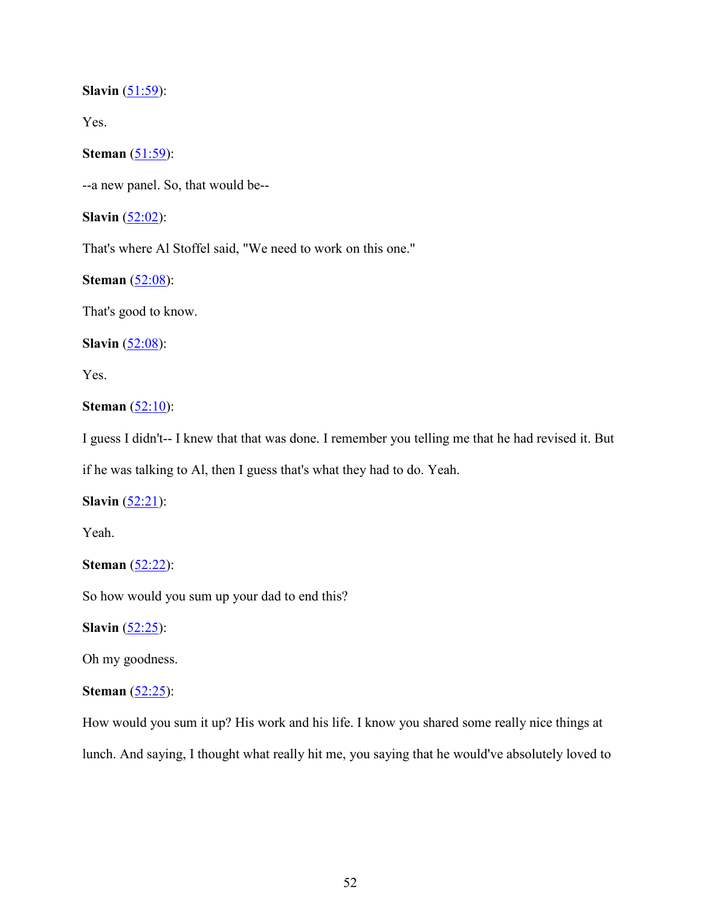**Slavin** (51:59):

Yes.

**Steman** (51:59):

--a new panel. So, that would be--

**Slavin** (52:02):

That's where Al Stoffel said, "We need to work on this one."

**Steman** (52:08):

That's good to know.

**Slavin** (52:08):

Yes.

**Steman** (52:10):

I guess I didn't-- I knew that that was done. I remember you telling me that he had revised it. But if he was talking to Al, then I guess that's what they had to do. Yeah.

**Slavin** (52:21):

Yeah.

**Steman** (52:22):

So how would you sum up your dad to end this?

**Slavin** (52:25):

Oh my goodness.

**Steman** (52:25):

How would you sum it up? His work and his life. I know you shared some really nice things at lunch. And saying, I thought what really hit me, you saying that he would've absolutely loved to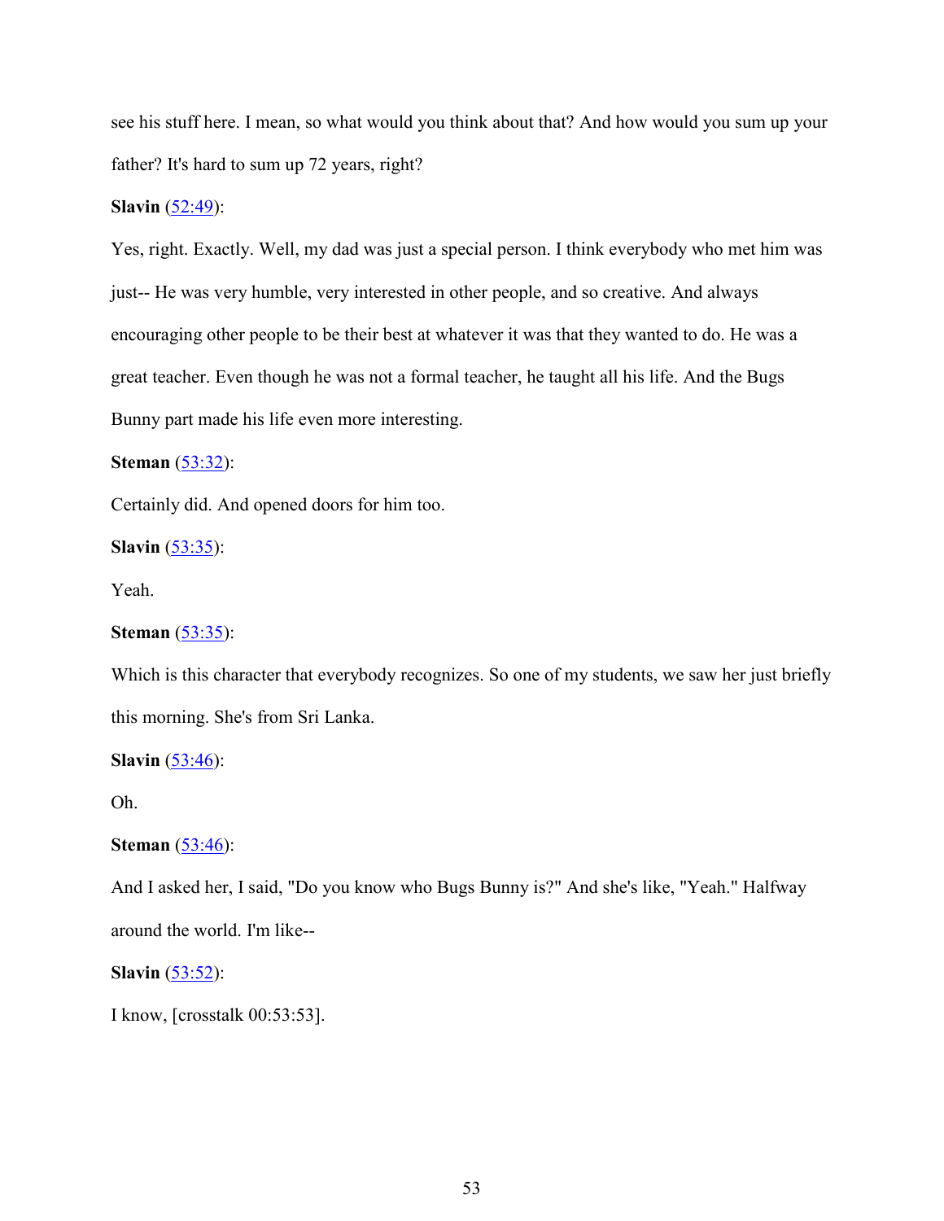see his stuff here. I mean, so what would you think about that? And how would you sum up your father? It's hard to sum up 72 years, right?

**Slavin** ([52:49]()):

Yes, right. Exactly. Well, my dad was just a special person. I think everybody who met him was just-- He was very humble, very interested in other people, and so creative. And always encouraging other people to be their best at whatever it was that they wanted to do. He was a great teacher. Even though he was not a formal teacher, he taught all his life. And the Bugs Bunny part made his life even more interesting.

**Steman** ([53:32]()):

Certainly did. And opened doors for him too.

**Slavin** ([53:35]()):

Yeah.

**Steman** ([53:35]()):

Which is this character that everybody recognizes. So one of my students, we saw her just briefly this morning. She's from Sri Lanka.

**Slavin** ([53:46]()):

Oh.

**Steman** ([53:46]()):

And I asked her, I said, "Do you know who Bugs Bunny is?" And she's like, "Yeah." Halfway around the world. I'm like--

**Slavin** ([53:52]()):

I know, [crosstalk 00:53:53].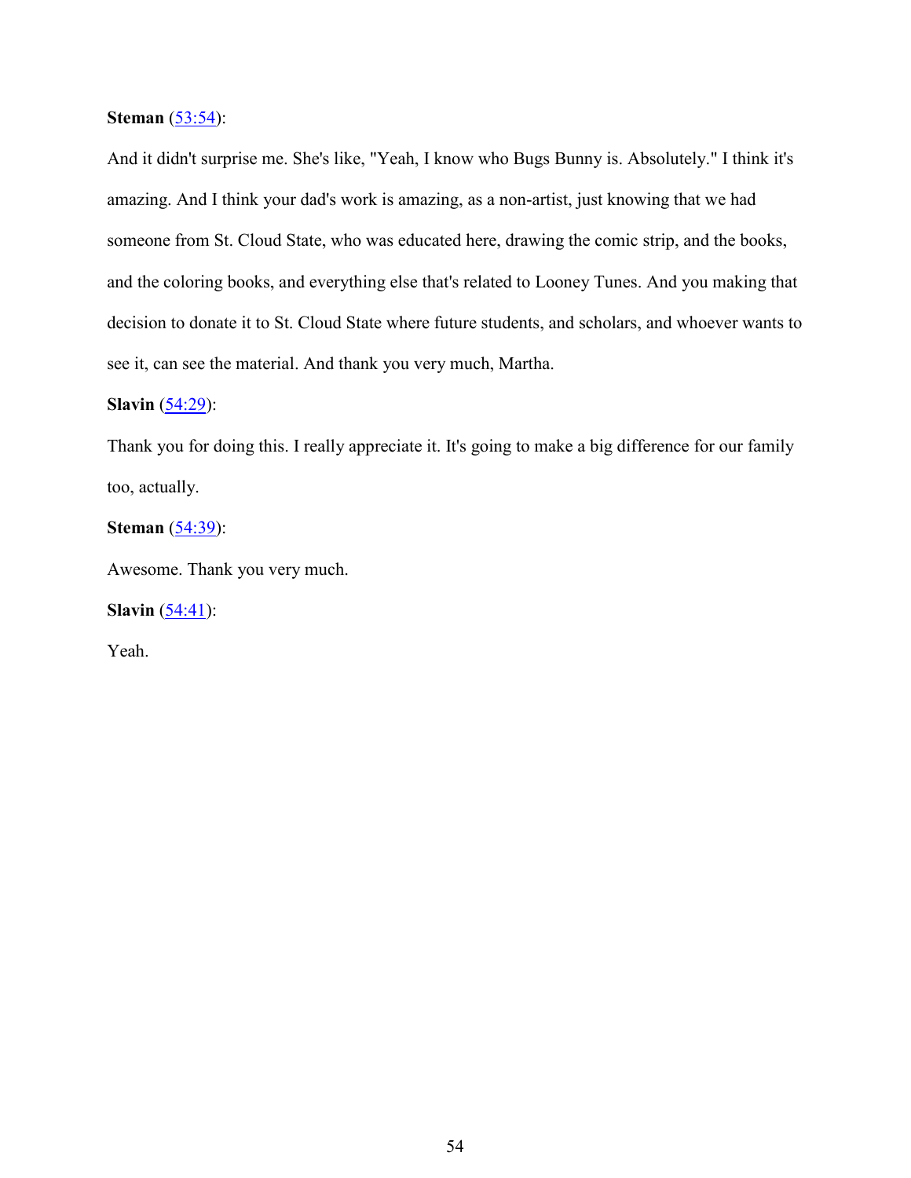**Steman** ([53:54]):

And it didn't surprise me. She's like, "Yeah, I know who Bugs Bunny is. Absolutely." I think it's amazing. And I think your dad's work is amazing, as a non-artist, just knowing that we had someone from St. Cloud State, who was educated here, drawing the comic strip, and the books, and the coloring books, and everything else that's related to Looney Tunes. And you making that decision to donate it to St. Cloud State where future students, and scholars, and whoever wants to see it, can see the material. And thank you very much, Martha.

**Slavin** ([54:29]):

Thank you for doing this. I really appreciate it. It's going to make a big difference for our family too, actually.

**Steman** ([54:39]):

Awesome. Thank you very much.

**Slavin** ([54:41]):

Yeah.